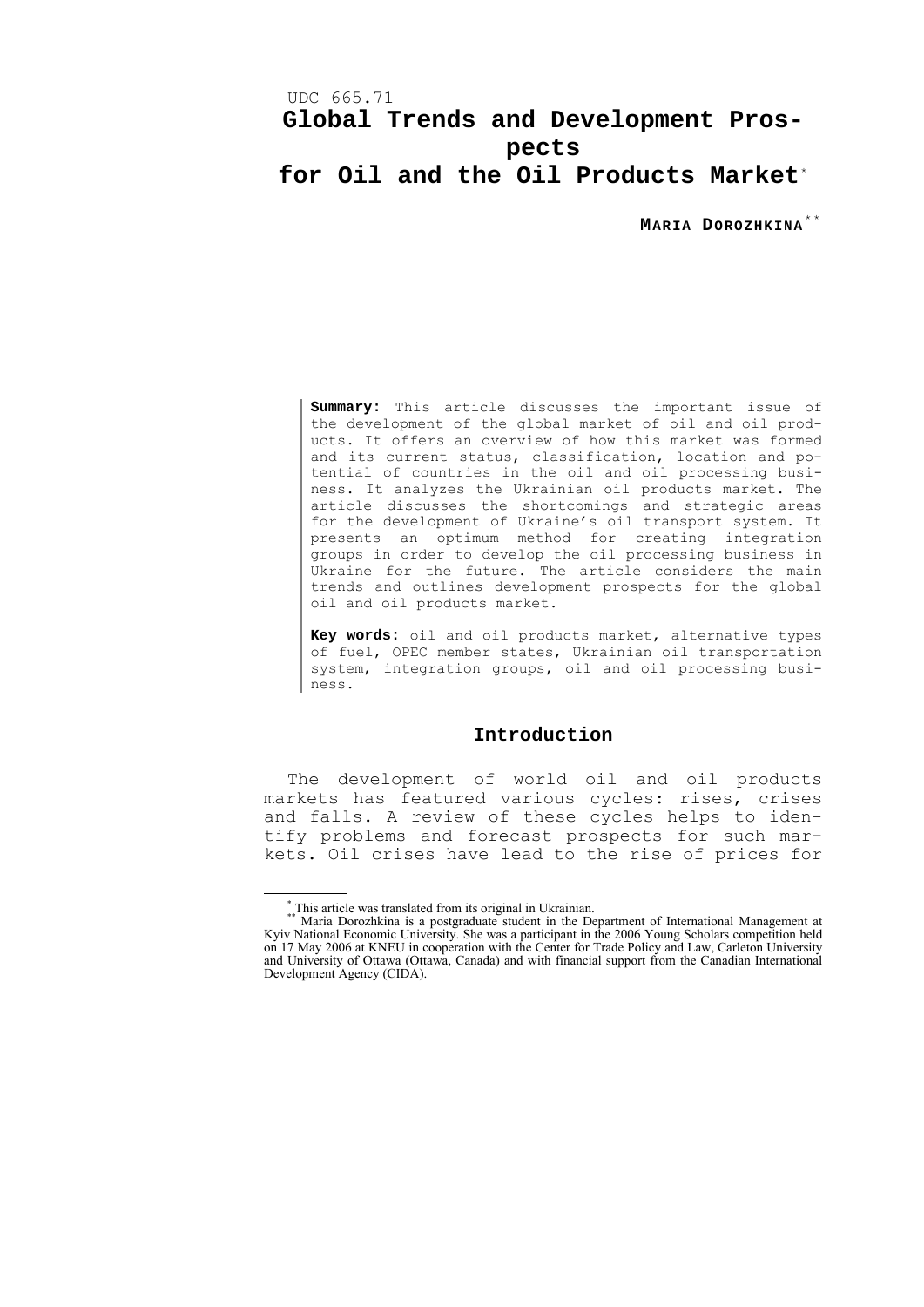UDC 665.71

# Global Trends and Development Prospects for Oil and the Oil Products Market[*]

**Maria Dorozhkina**[**]

**Summary:** This article discusses the important issue of the development of the global market of oil and oil products. It offers an overview of how this market was formed and its current status, classification, location and potential of countries in the oil and oil processing business. It analyzes the Ukrainian oil products market. The article discusses the shortcomings and strategic areas for the development of Ukraine's oil transport system. It presents an optimum method for creating integration groups in order to develop the oil processing business in Ukraine for the future. The article considers the main trends and outlines development prospects for the global oil and oil products market.

**Key words:** oil and oil products market, alternative types of fuel, OPEC member states, Ukrainian oil transportation system, integration groups, oil and oil processing business.

## Introduction

The development of world oil and oil products markets has featured various cycles: rises, crises and falls. A review of these cycles helps to identify problems and forecast prospects for such markets. Oil crises have lead to the rise of prices for

---

[*] This article was translated from its original in Ukrainian.

[**] Maria Dorozhkina is a postgraduate student in the Department of International Management at Kyiv National Economic University. She was a participant in the 2006 Young Scholars competition held on 17 May 2006 at KNEU in cooperation with the Center for Trade Policy and Law, Carleton University and University of Ottawa (Ottawa, Canada) and with financial support from the Canadian International Development Agency (CIDA).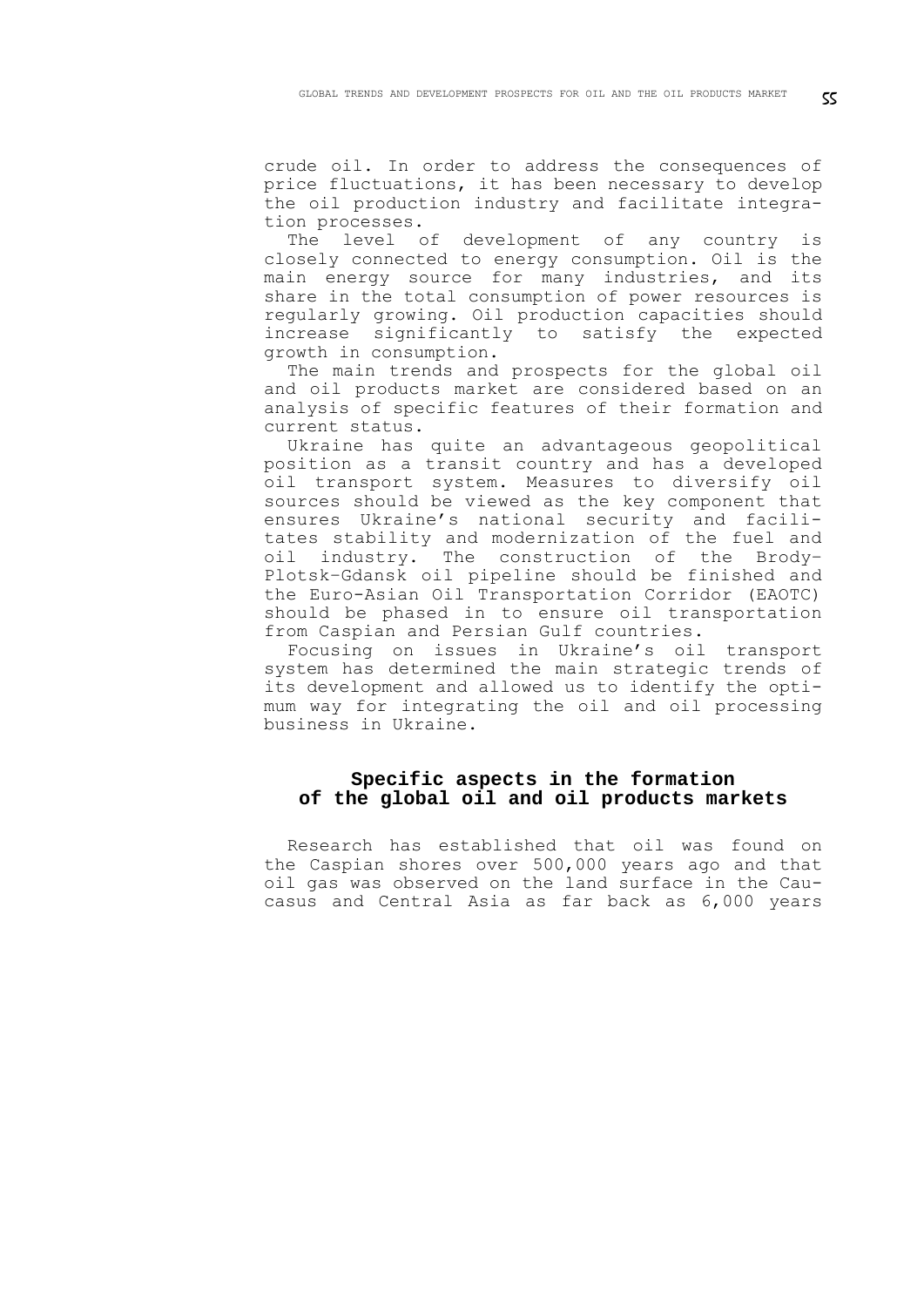crude oil. In order to address the consequences of price fluctuations, it has been necessary to develop the oil production industry and facilitate integration processes.

The level of development of any country is closely connected to energy consumption. Oil is the main energy source for many industries, and its share in the total consumption of power resources is regularly growing. Oil production capacities should increase significantly to satisfy the expected growth in consumption.

The main trends and prospects for the global oil and oil products market are considered based on an analysis of specific features of their formation and current status.

Ukraine has quite an advantageous geopolitical position as a transit country and has a developed oil transport system. Measures to diversify oil sources should be viewed as the key component that ensures Ukraine's national security and facilitates stability and modernization of the fuel and oil industry. The construction of the Brody–Plotsk–Gdansk oil pipeline should be finished and the Euro-Asian Oil Transportation Corridor (EAOTC) should be phased in to ensure oil transportation from Caspian and Persian Gulf countries.

Focusing on issues in Ukraine's oil transport system has determined the main strategic trends of its development and allowed us to identify the optimum way for integrating the oil and oil processing business in Ukraine.

## Specific aspects in the formation of the global oil and oil products markets

Research has established that oil was found on the Caspian shores over 500,000 years ago and that oil gas was observed on the land surface in the Caucasus and Central Asia as far back as 6,000 years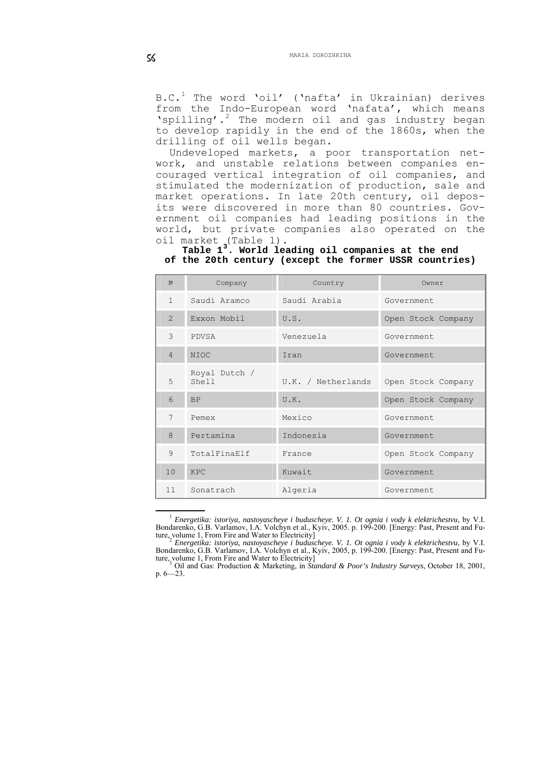B.C.[1] The word 'oil' ('nafta' in Ukrainian) derives from the Indo-European word 'nafata', which means 'spilling'.[2] The modern oil and gas industry began to develop rapidly in the end of the 1860s, when the drilling of oil wells began.

Undeveloped markets, a poor transportation network, and unstable relations between companies encouraged vertical integration of oil companies, and stimulated the modernization of production, sale and market operations. In late 20th century, oil deposits were discovered in more than 80 countries. Government oil companies had leading positions in the world, but private companies also operated on the oil market (Table 1).

**Table 1[3]. World leading oil companies at the end of the 20th century (except the former USSR countries)**

| № | Company | Country | Owner |
|---|---|---|---|
| 1 | Saudi Aramco | Saudi Arabia | Government |
| 2 | Exxon Mobil | U.S. | Open Stock Company |
| 3 | PDVSA | Venezuela | Government |
| 4 | NIOC | Iran | Government |
| 5 | Royal Dutch / Shell | U.K. / Netherlands | Open Stock Company |
| 6 | BP | U.K. | Open Stock Company |
| 7 | Pemex | Mexico | Government |
| 8 | Pertamina | Indonesia | Government |
| 9 | TotalFinaElf | France | Open Stock Company |
| 10 | KPC | Kuwait | Government |
| 11 | Sonatrach | Algeria | Government |

---

[1] *Energetika: istoriya, nastoyascheye i buduscheye. V. 1. Ot ognia i vody k elektrichestvu*, by V.I. Bondarenko, G.B. Varlamov, I.A. Volchyn et al., Kyiv, 2005. p. 199-200. [Energy: Past, Present and Future, volume 1, From Fire and Water to Electricity]

[2] *Energetika: istoriya, nastoyascheye i buduscheye. V. 1. Ot ognia i vody k elektrichestvu*, by V.I. Bondarenko, G.B. Varlamov, I.A. Volchyn et al., Kyiv, 2005, p. 199-200. [Energy: Past, Present and Future, volume 1, From Fire and Water to Electricity]

[3] Oil and Gas: Production & Marketing, in *Standard & Poor's Industry Surveys*, October 18, 2001, p. 6—23.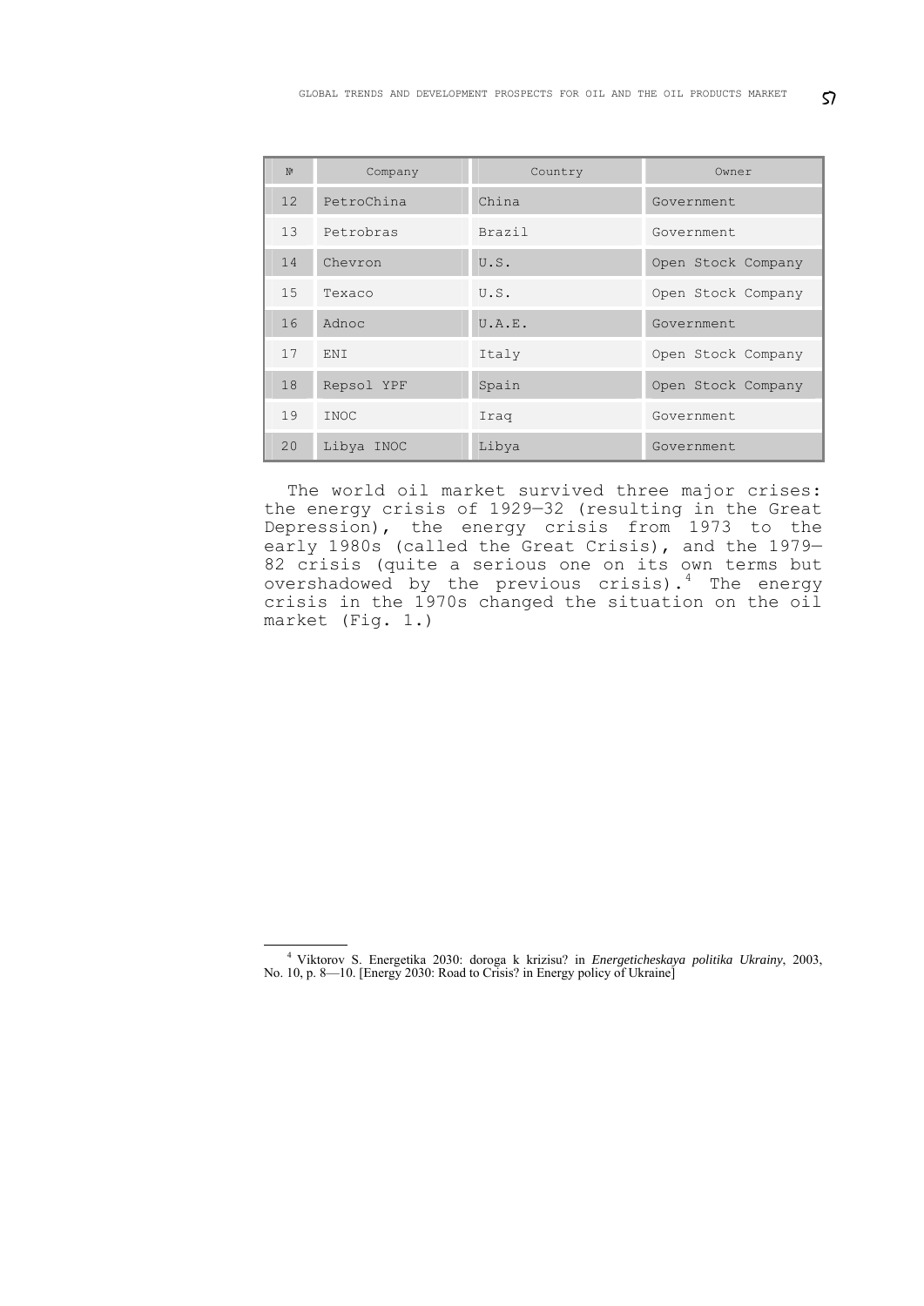| № | Company | Country | Owner |
|---|---|---|---|
| 12 | PetroChina | China | Government |
| 13 | Petrobras | Brazil | Government |
| 14 | Chevron | U.S. | Open Stock Company |
| 15 | Texaco | U.S. | Open Stock Company |
| 16 | Adnoc | U.A.E. | Government |
| 17 | ENI | Italy | Open Stock Company |
| 18 | Repsol YPF | Spain | Open Stock Company |
| 19 | INOC | Iraq | Government |
| 20 | Libya INOC | Libya | Government |

The world oil market survived three major crises: the energy crisis of 1929—32 (resulting in the Great Depression), the energy crisis from 1973 to the early 1980s (called the Great Crisis), and the 1979—82 crisis (quite a serious one on its own terms but overshadowed by the previous crisis).[4] The energy crisis in the 1970s changed the situation on the oil market (Fig. 1.)

[4] Viktorov S. Energetika 2030: doroga k krizisu? in *Energeticheskaya politika Ukrainy*, 2003, No. 10, p. 8—10. [Energy 2030: Road to Crisis? in Energy policy of Ukraine]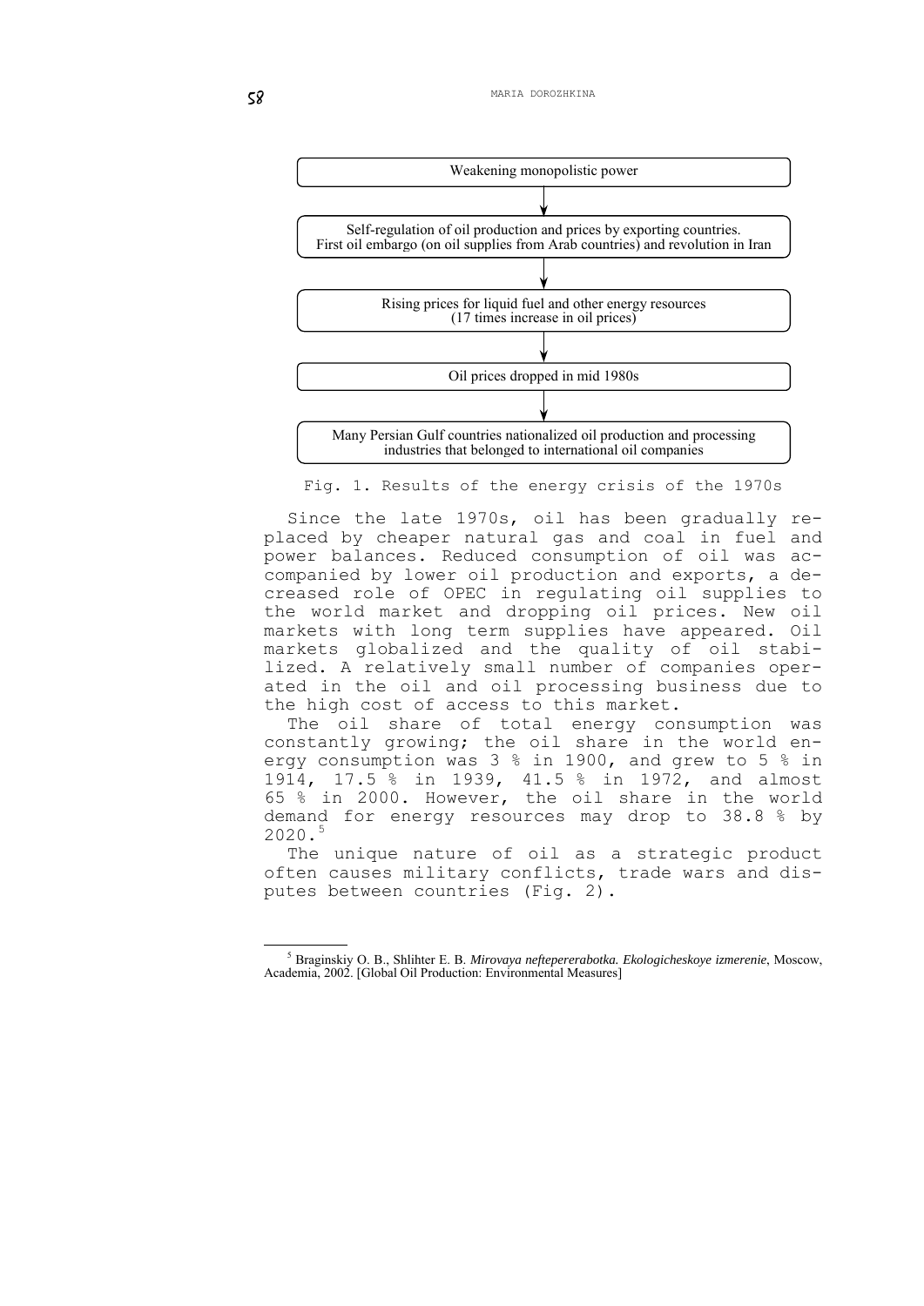Weakening monopolistic power

↓

Self-regulation of oil production and prices by exporting countries.
First oil embargo (on oil supplies from Arab countries) and revolution in Iran

↓

Rising prices for liquid fuel and other energy resources
(17 times increase in oil prices)

↓

Oil prices dropped in mid 1980s

↓

Many Persian Gulf countries nationalized oil production and processing industries that belonged to international oil companies

Fig. 1. Results of the energy crisis of the 1970s

Since the late 1970s, oil has been gradually replaced by cheaper natural gas and coal in fuel and power balances. Reduced consumption of oil was accompanied by lower oil production and exports, a decreased role of OPEC in regulating oil supplies to the world market and dropping oil prices. New oil markets with long term supplies have appeared. Oil markets globalized and the quality of oil stabilized. A relatively small number of companies operated in the oil and oil processing business due to the high cost of access to this market.

The oil share of total energy consumption was constantly growing; the oil share in the world energy consumption was 3 % in 1900, and grew to 5 % in 1914, 17.5 % in 1939, 41.5 % in 1972, and almost 65 % in 2000. However, the oil share in the world demand for energy resources may drop to 38.8 % by 2020.[5]

The unique nature of oil as a strategic product often causes military conflicts, trade wars and disputes between countries (Fig. 2).

---

[5] Braginskiy O. B., Shlihter E. B. *Mirovaya neftepererabotka. Ekologicheskoye izmerenie*, Moscow, Academia, 2002. [Global Oil Production: Environmental Measures]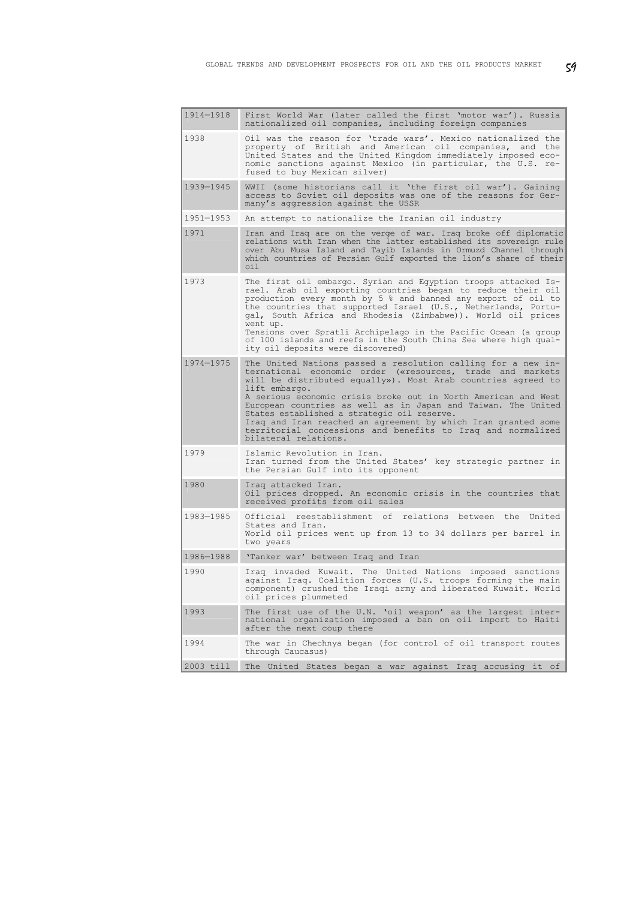| | |
|---|---|
| 1914–1918 | First World War (later called the first 'motor war'). Russia nationalized oil companies, including foreign companies |
| 1938 | Oil was the reason for 'trade wars'. Mexico nationalized the property of British and American oil companies, and the United States and the United Kingdom immediately imposed economic sanctions against Mexico (in particular, the U.S. refused to buy Mexican silver) |
| 1939–1945 | WWII (some historians call it 'the first oil war'). Gaining access to Soviet oil deposits was one of the reasons for Germany's aggression against the USSR |
| 1951–1953 | An attempt to nationalize the Iranian oil industry |
| 1971 | Iran and Iraq are on the verge of war. Iraq broke off diplomatic relations with Iran when the latter established its sovereign rule over Abu Musa Island and Tayib Islands in Ormuzd Channel through which countries of Persian Gulf exported the lion's share of their oil |
| 1973 | The first oil embargo. Syrian and Egyptian troops attacked Israel. Arab oil exporting countries began to reduce their oil production every month by 5 % and banned any export of oil to the countries that supported Israel (U.S., Netherlands, Portugal, South Africa and Rhodesia (Zimbabwe)). World oil prices went up.<br>Tensions over Spratli Archipelago in the Pacific Ocean (a group of 100 islands and reefs in the South China Sea where high quality oil deposits were discovered) |
| 1974–1975 | The United Nations passed a resolution calling for a new international economic order («resources, trade and markets will be distributed equally»). Most Arab countries agreed to lift embargo.<br>A serious economic crisis broke out in North American and West European countries as well as in Japan and Taiwan. The United States established a strategic oil reserve.<br>Iraq and Iran reached an agreement by which Iran granted some territorial concessions and benefits to Iraq and normalized bilateral relations. |
| 1979 | Islamic Revolution in Iran.<br>Iran turned from the United States' key strategic partner in the Persian Gulf into its opponent |
| 1980 | Iraq attacked Iran.<br>Oil prices dropped. An economic crisis in the countries that received profits from oil sales |
| 1983–1985 | Official reestablishment of relations between the United States and Iran.<br>World oil prices went up from 13 to 34 dollars per barrel in two years |
| 1986–1988 | 'Tanker war' between Iraq and Iran |
| 1990 | Iraq invaded Kuwait. The United Nations imposed sanctions against Iraq. Coalition forces (U.S. troops forming the main component) crushed the Iraqi army and liberated Kuwait. World oil prices plummeted |
| 1993 | The first use of the U.N. 'oil weapon' as the largest international organization imposed a ban on oil import to Haiti after the next coup there |
| 1994 | The war in Chechnya began (for control of oil transport routes through Caucasus) |
| 2003 till | The United States began a war against Iraq accusing it of |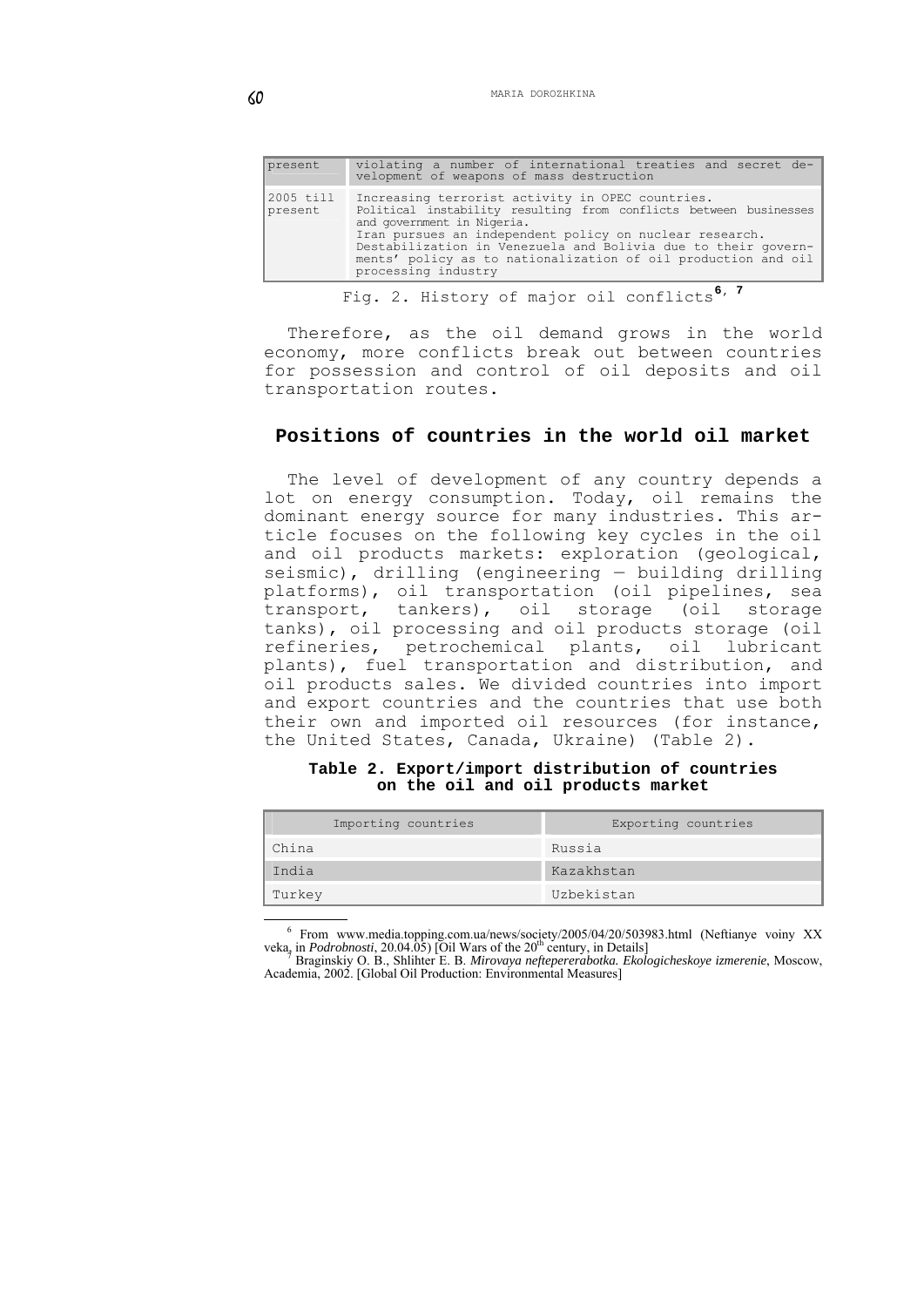| | |
|---|---|
| present | violating a number of international treaties and secret development of weapons of mass destruction |
| 2005 till present | Increasing terrorist activity in OPEC countries. Political instability resulting from conflicts between businesses and government in Nigeria. Iran pursues an independent policy on nuclear research. Destabilization in Venezuela and Bolivia due to their governments' policy as to nationalization of oil production and oil processing industry |

Fig. 2. History of major oil conflicts[6, 7]

Therefore, as the oil demand grows in the world economy, more conflicts break out between countries for possession and control of oil deposits and oil transportation routes.

## Positions of countries in the world oil market

The level of development of any country depends a lot on energy consumption. Today, oil remains the dominant energy source for many industries. This article focuses on the following key cycles in the oil and oil products markets: exploration (geological, seismic), drilling (engineering — building drilling platforms), oil transportation (oil pipelines, sea transport, tankers), oil storage (oil storage tanks), oil processing and oil products storage (oil refineries, petrochemical plants, oil lubricant plants), fuel transportation and distribution, and oil products sales. We divided countries into import and export countries and the countries that use both their own and imported oil resources (for instance, the United States, Canada, Ukraine) (Table 2).

**Table 2. Export/import distribution of countries on the oil and oil products market**

| Importing countries | Exporting countries |
|---|---|
| China | Russia |
| India | Kazakhstan |
| Turkey | Uzbekistan |

[6] From www.media.topping.com.ua/news/society/2005/04/20/503983.html (Neftianye voiny XX veka, in *Podrobnosti*, 20.04.05) [Oil Wars of the 20th century, in Details]

[7] Braginskiy O. B., Shlihter E. B. *Mirovaya neftepererabotka. Ekologicheskoye izmerenie*, Moscow, Academia, 2002. [Global Oil Production: Environmental Measures]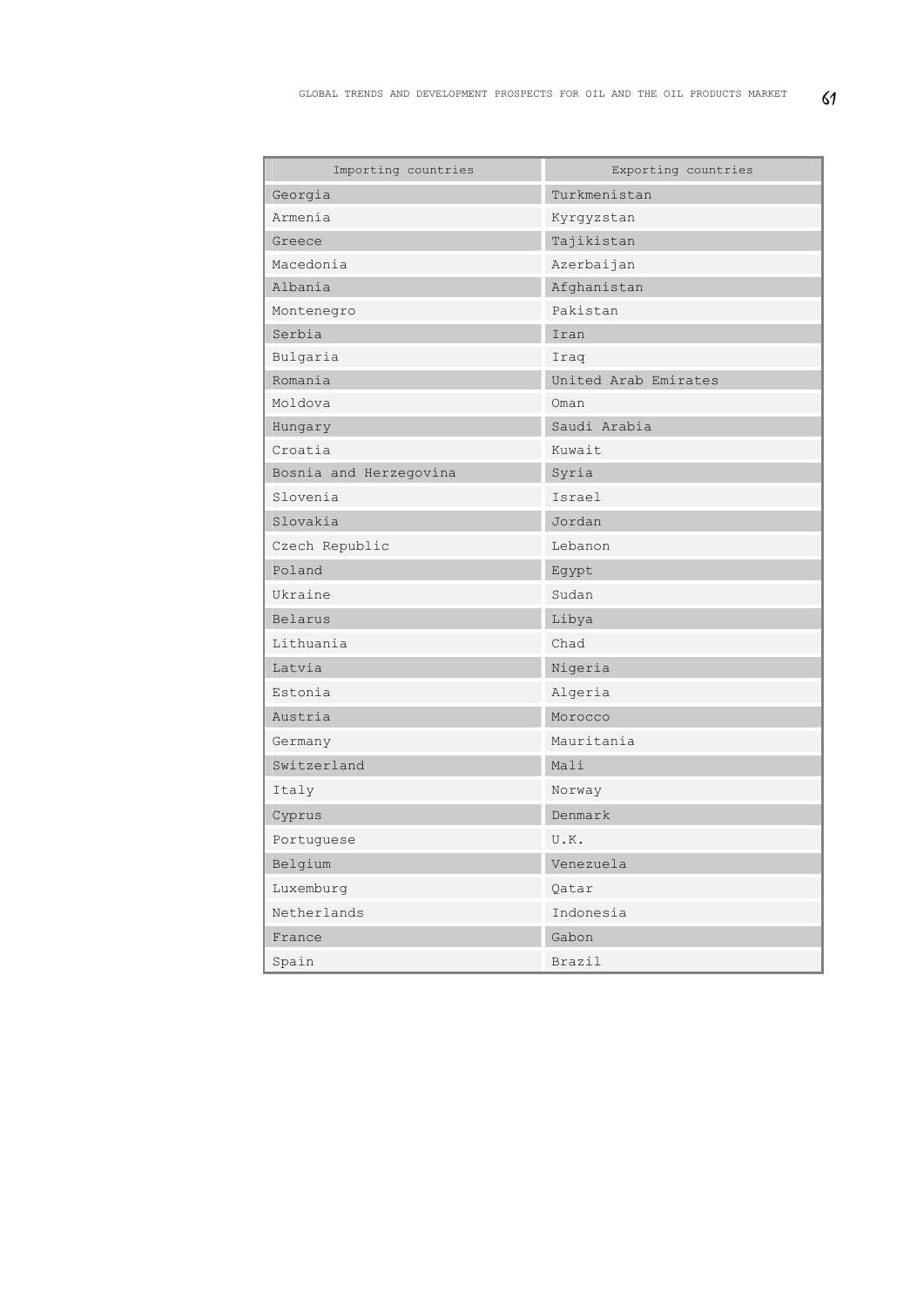| Importing countries | Exporting countries |
|---|---|
| Georgia | Turkmenistan |
| Armenia | Kyrgyzstan |
| Greece | Tajikistan |
| Macedonia | Azerbaijan |
| Albania | Afghanistan |
| Montenegro | Pakistan |
| Serbia | Iran |
| Bulgaria | Iraq |
| Romania | United Arab Emirates |
| Moldova | Oman |
| Hungary | Saudi Arabia |
| Croatia | Kuwait |
| Bosnia and Herzegovina | Syria |
| Slovenia | Israel |
| Slovakia | Jordan |
| Czech Republic | Lebanon |
| Poland | Egypt |
| Ukraine | Sudan |
| Belarus | Libya |
| Lithuania | Chad |
| Latvia | Nigeria |
| Estonia | Algeria |
| Austria | Morocco |
| Germany | Mauritania |
| Switzerland | Mali |
| Italy | Norway |
| Cyprus | Denmark |
| Portuguese | U.K. |
| Belgium | Venezuela |
| Luxemburg | Qatar |
| Netherlands | Indonesia |
| France | Gabon |
| Spain | Brazil |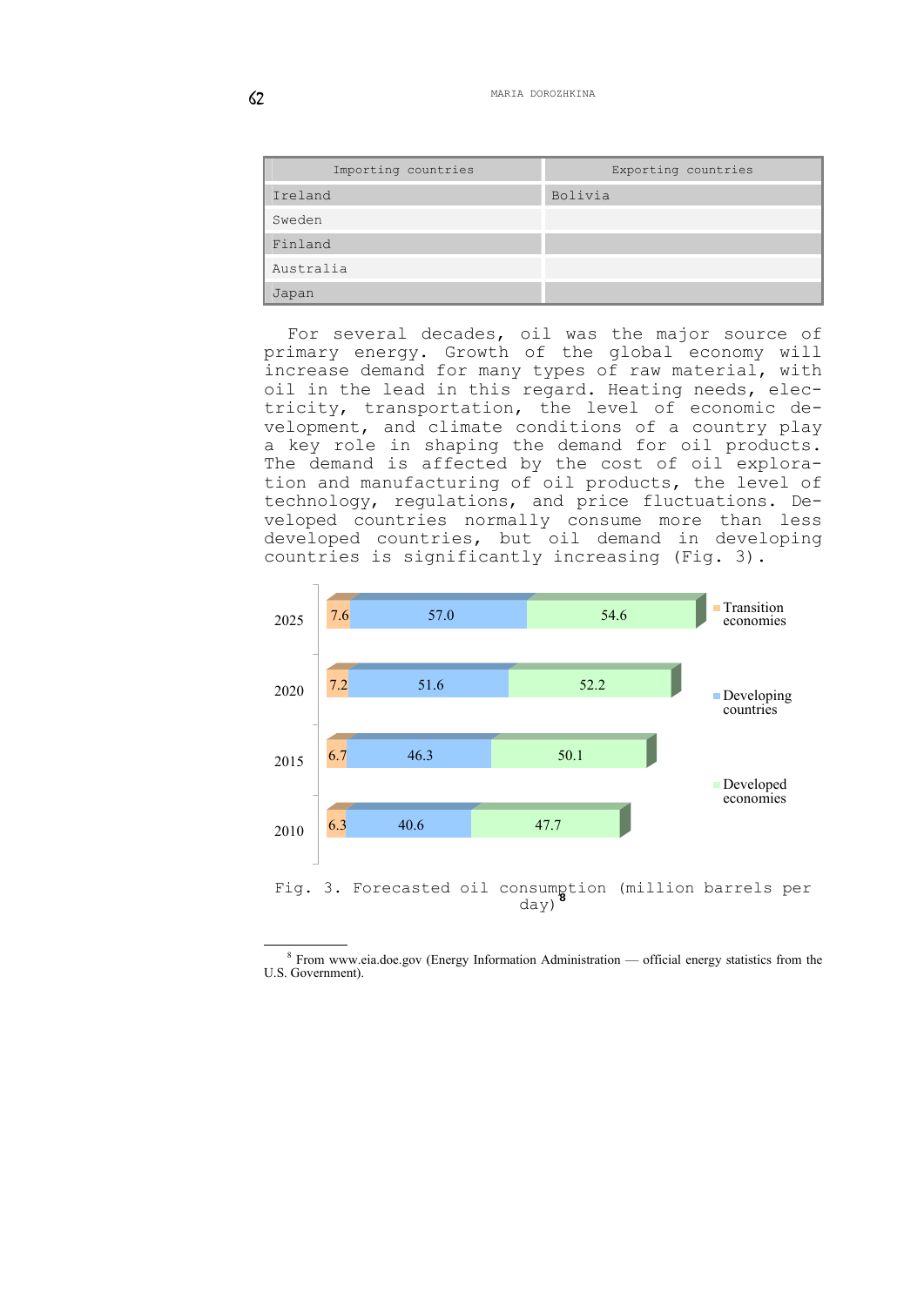| Importing countries | Exporting countries |
|---|---|
| Ireland | Bolivia |
| Sweden | |
| Finland | |
| Australia | |
| Japan | |

For several decades, oil was the major source of primary energy. Growth of the global economy will increase demand for many types of raw material, with oil in the lead in this regard. Heating needs, electricity, transportation, the level of economic development, and climate conditions of a country play a key role in shaping the demand for oil products. The demand is affected by the cost of oil exploration and manufacturing of oil products, the level of technology, regulations, and price fluctuations. Developed countries normally consume more than less developed countries, but oil demand in developing countries is significantly increasing (Fig. 3).

| Year | Transition economies | Developing countries | Developed economies |
|---|---|---|---|
| 2025 | 7.6 | 57.0 | 54.6 |
| 2020 | 7.2 | 51.6 | 52.2 |
| 2015 | 6.7 | 46.3 | 50.1 |
| 2010 | 6.3 | 40.6 | 47.7 |

Fig. 3. Forecasted oil consumption (million barrels per day)[8]

[8] From www.eia.doe.gov (Energy Information Administration — official energy statistics from the U.S. Government).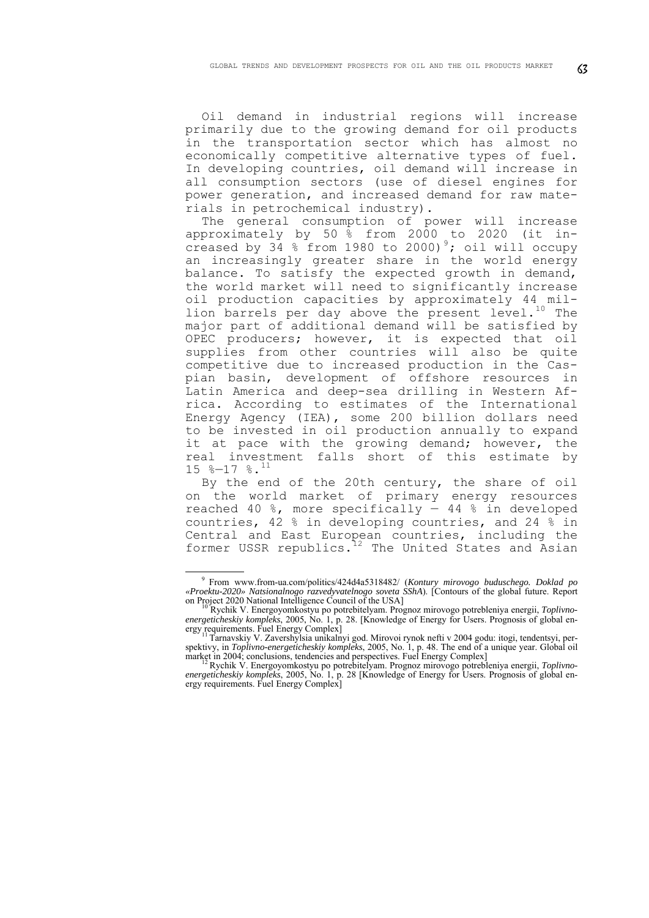Oil demand in industrial regions will increase primarily due to the growing demand for oil products in the transportation sector which has almost no economically competitive alternative types of fuel. In developing countries, oil demand will increase in all consumption sectors (use of diesel engines for power generation, and increased demand for raw materials in petrochemical industry).

The general consumption of power will increase approximately by 50 % from 2000 to 2020 (it increased by 34 % from 1980 to 2000)[9]; oil will occupy an increasingly greater share in the world energy balance. To satisfy the expected growth in demand, the world market will need to significantly increase oil production capacities by approximately 44 million barrels per day above the present level.[10] The major part of additional demand will be satisfied by OPEC producers; however, it is expected that oil supplies from other countries will also be quite competitive due to increased production in the Caspian basin, development of offshore resources in Latin America and deep-sea drilling in Western Africa. According to estimates of the International Energy Agency (IEA), some 200 billion dollars need to be invested in oil production annually to expand it at pace with the growing demand; however, the real investment falls short of this estimate by 15 %–17 %.[11]

By the end of the 20th century, the share of oil on the world market of primary energy resources reached 40 %, more specifically – 44 % in developed countries, 42 % in developing countries, and 24 % in Central and East European countries, including the former USSR republics.[12] The United States and Asian

---

[9] From www.from-ua.com/politics/424d4a5318482/ (*Kontury mirovogo buduschego. Doklad po «Proektu-2020» Natsionalnogo razvedyvatelnogo soveta SShA*). [Contours of the global future. Report on Project 2020 National Intelligence Council of the USA]

[10] Rychik V. Energoyomkostyu po potrebitelyam. Prognoz mirovogo potrebleniya energii, *Toplivno-energeticheskiy kompleks*, 2005, No. 1, p. 28. [Knowledge of Energy for Users. Prognosis of global energy requirements. Fuel Energy Complex]

[11] Tarnavskiy V. Zavershylsia unikalnyi god. Mirovoi rynok nefti v 2004 godu: itogi, tendentsyi, perspektivy, in *Toplivno-energeticheskiy kompleks*, 2005, No. 1, p. 48. The end of a unique year. Global oil market in 2004; conclusions, tendencies and perspectives. Fuel Energy Complex]

[12] Rychik V. Energoyomkostyu po potrebitelyam. Prognoz mirovogo potrebleniya energii, *Toplivno-energeticheskiy kompleks*, 2005, No. 1, p. 28 [Knowledge of Energy for Users. Prognosis of global energy requirements. Fuel Energy Complex]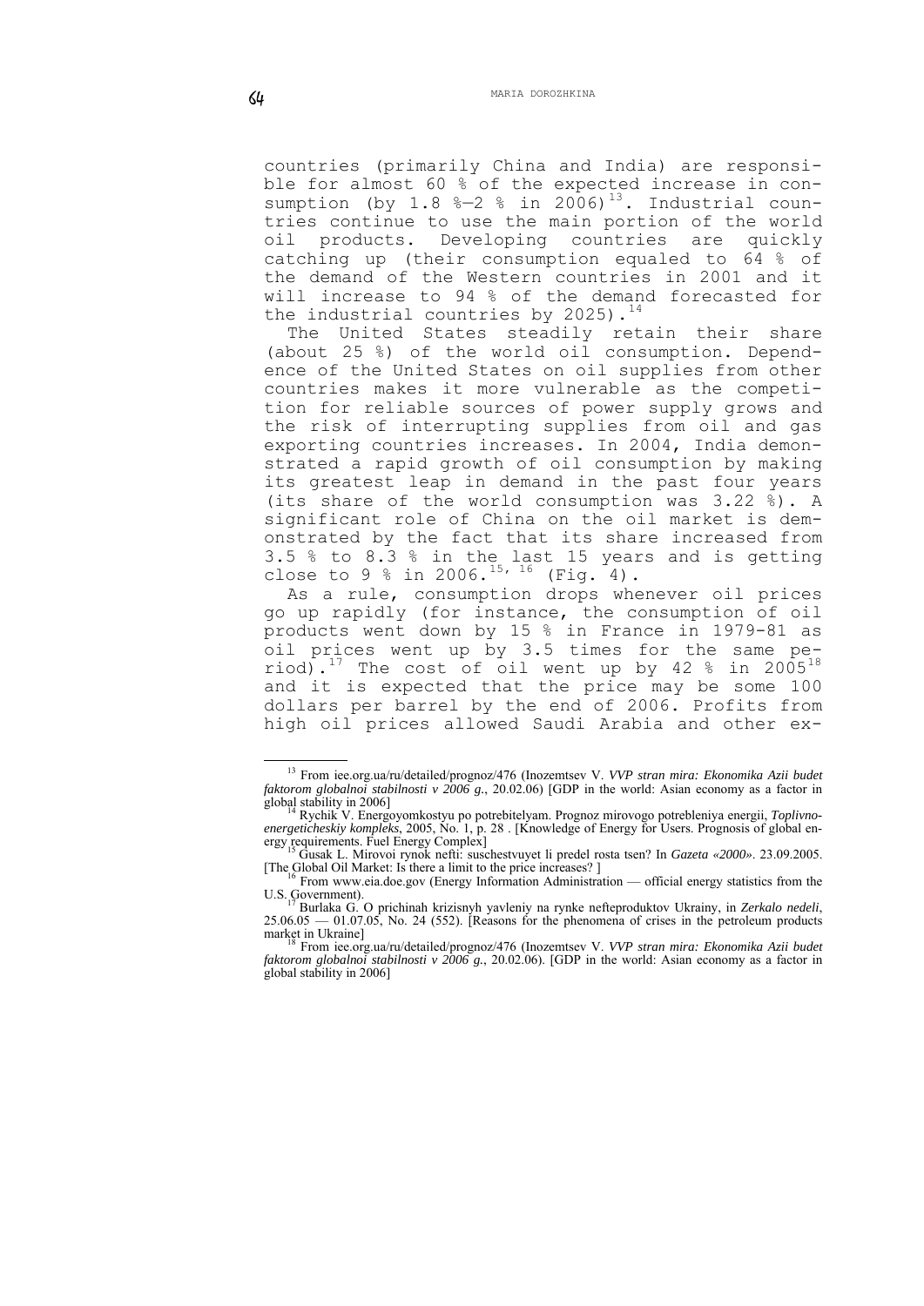countries (primarily China and India) are responsible for almost 60 % of the expected increase in consumption (by 1.8 %–2 % in 2006)[13]. Industrial countries continue to use the main portion of the world oil products. Developing countries are quickly catching up (their consumption equaled to 64 % of the demand of the Western countries in 2001 and it will increase to 94 % of the demand forecasted for the industrial countries by 2025).[14]

The United States steadily retain their share (about 25 %) of the world oil consumption. Dependence of the United States on oil supplies from other countries makes it more vulnerable as the competition for reliable sources of power supply grows and the risk of interrupting supplies from oil and gas exporting countries increases. In 2004, India demonstrated a rapid growth of oil consumption by making its greatest leap in demand in the past four years (its share of the world consumption was 3.22 %). A significant role of China on the oil market is demonstrated by the fact that its share increased from 3.5 % to 8.3 % in the last 15 years and is getting close to 9 % in 2006.[15, 16] (Fig. 4).

As a rule, consumption drops whenever oil prices go up rapidly (for instance, the consumption of oil products went down by 15 % in France in 1979-81 as oil prices went up by 3.5 times for the same period).[17] The cost of oil went up by 42 % in 2005[18] and it is expected that the price may be some 100 dollars per barrel by the end of 2006. Profits from high oil prices allowed Saudi Arabia and other ex-

---

[13] From iee.org.ua/ru/detailed/prognoz/476 (Inozemtsev V. *VVP stran mira: Ekonomika Azii budet faktorom globalnoi stabilnosti v 2006 g.*, 20.02.06) [GDP in the world: Asian economy as a factor in global stability in 2006]

[14] Rychik V. Energoyomkostyu po potrebitelyam. Prognoz mirovogo potrebleniya energii, *Toplivno-energeticheskiy kompleks*, 2005, No. 1, p. 28 . [Knowledge of Energy for Users. Prognosis of global energy requirements. Fuel Energy Complex]

[15] Gusak L. Mirovoi rynok nefti: suschestvuyet li predel rosta tsen? In *Gazeta «2000»*. 23.09.2005. [The Global Oil Market: Is there a limit to the price increases? ]

[16] From www.eia.doe.gov (Energy Information Administration — official energy statistics from the U.S. Government).

[17] Burlaka G. O prichinah krizisnyh yavleniy na rynke nefteproduktov Ukrainy, in *Zerkalo nedeli*, 25.06.05 — 01.07.05, No. 24 (552). [Reasons for the phenomena of crises in the petroleum products market in Ukraine]

[18] From iee.org.ua/ru/detailed/prognoz/476 (Inozemtsev V. *VVP stran mira: Ekonomika Azii budet faktorom globalnoi stabilnosti v 2006 g.*, 20.02.06). [GDP in the world: Asian economy as a factor in global stability in 2006]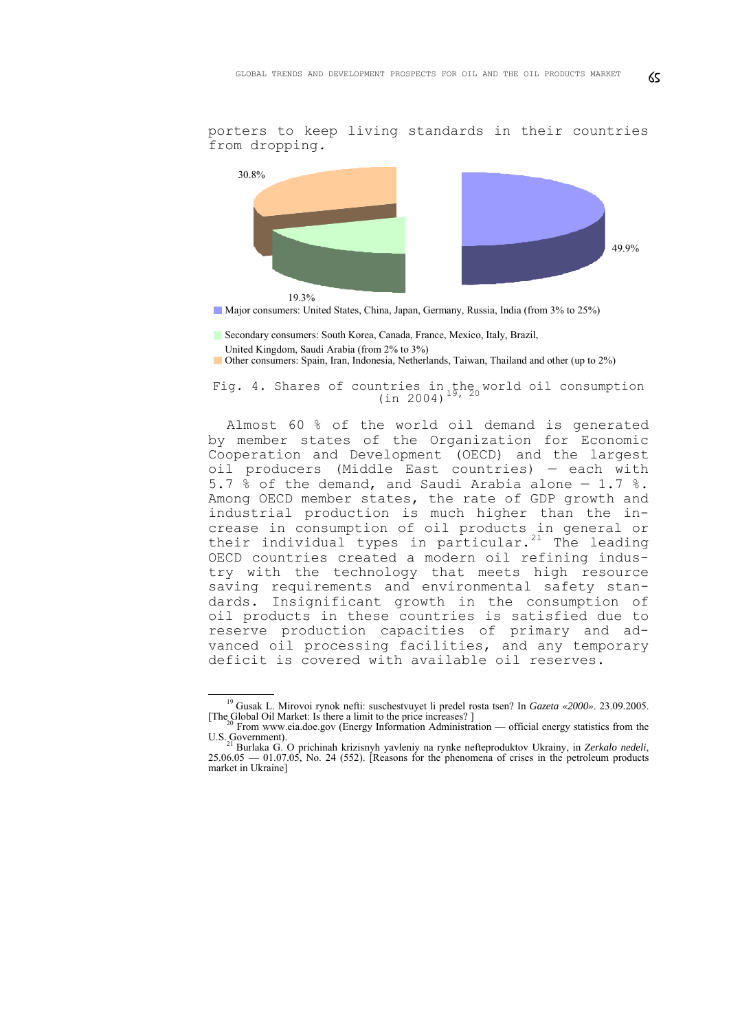porters to keep living standards in their countries from dropping.

30.8%

49.9%

19.3%

Major consumers: United States, China, Japan, Germany, Russia, India (from 3% to 25%)

Secondary consumers: South Korea, Canada, France, Mexico, Italy, Brazil, United Kingdom, Saudi Arabia (from 2% to 3%)

Other consumers: Spain, Iran, Indonesia, Netherlands, Taiwan, Thailand and other (up to 2%)

Fig. 4. Shares of countries in the world oil consumption (in 2004)[19, 20]

Almost 60 % of the world oil demand is generated by member states of the Organization for Economic Cooperation and Development (OECD) and the largest oil producers (Middle East countries) — each with 5.7 % of the demand, and Saudi Arabia alone — 1.7 %. Among OECD member states, the rate of GDP growth and industrial production is much higher than the increase in consumption of oil products in general or their individual types in particular.[21] The leading OECD countries created a modern oil refining industry with the technology that meets high resource saving requirements and environmental safety standards. Insignificant growth in the consumption of oil products in these countries is satisfied due to reserve production capacities of primary and advanced oil processing facilities, and any temporary deficit is covered with available oil reserves.

---

[19] Gusak L. Mirovoi rynok nefti: suschestvuyet li predel rosta tsen? In *Gazeta «2000»*. 23.09.2005. [The Global Oil Market: Is there a limit to the price increases? ]

[20] From www.eia.doe.gov (Energy Information Administration — official energy statistics from the U.S. Government).

[21] Burlaka G. O prichinah krizisnyh yavleniy na rynke nefteproduktov Ukrainy, in *Zerkalo nedeli*, 25.06.05 — 01.07.05, No. 24 (552). [Reasons for the phenomena of crises in the petroleum products market in Ukraine]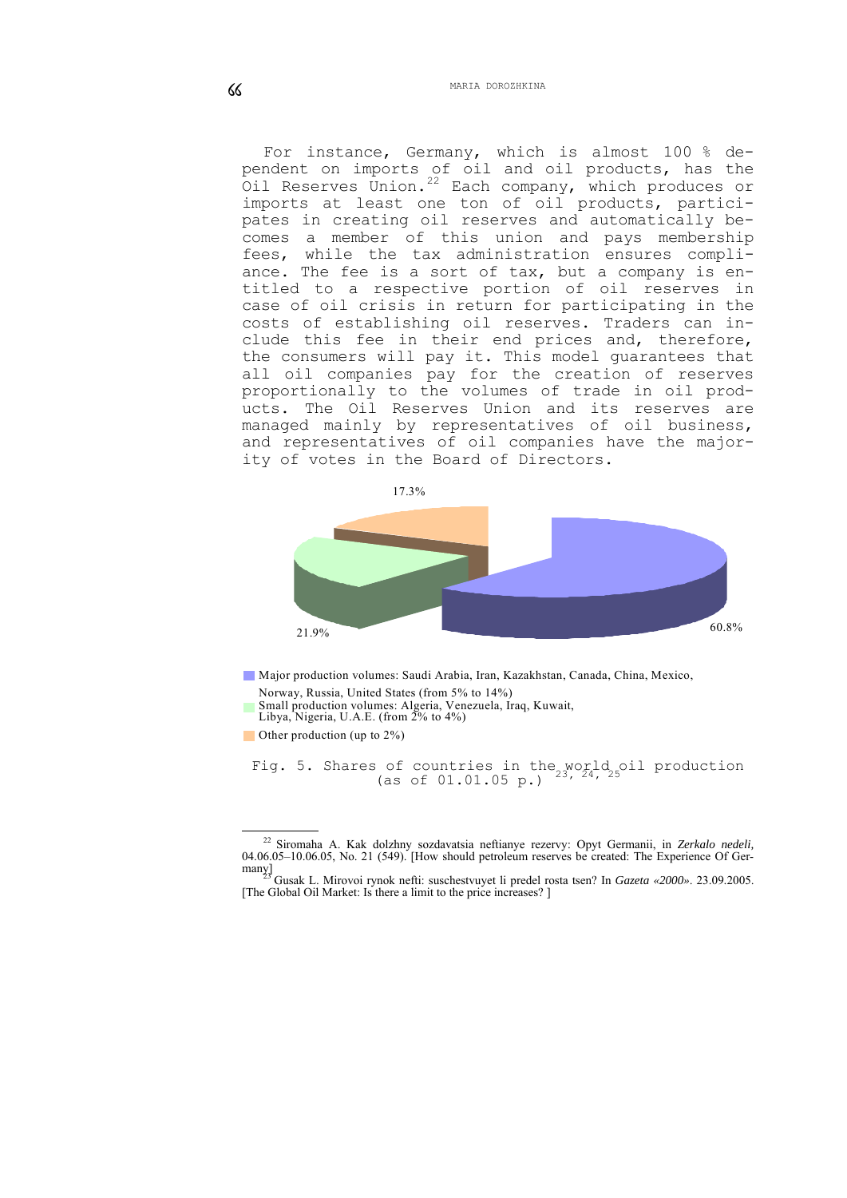For instance, Germany, which is almost 100 % dependent on imports of oil and oil products, has the Oil Reserves Union.[22] Each company, which produces or imports at least one ton of oil products, participates in creating oil reserves and automatically becomes a member of this union and pays membership fees, while the tax administration ensures compliance. The fee is a sort of tax, but a company is entitled to a respective portion of oil reserves in case of oil crisis in return for participating in the costs of establishing oil reserves. Traders can include this fee in their end prices and, therefore, the consumers will pay it. This model guarantees that all oil companies pay for the creation of reserves proportionally to the volumes of trade in oil products. The Oil Reserves Union and its reserves are managed mainly by representatives of oil business, and representatives of oil companies have the majority of votes in the Board of Directors.

17.3%

21.9%

60.8%

Major production volumes: Saudi Arabia, Iran, Kazakhstan, Canada, China, Mexico, Norway, Russia, United States (from 5% to 14%)

Small production volumes: Algeria, Venezuela, Iraq, Kuwait, Libya, Nigeria, U.A.E. (from 2% to 4%)

Other production (up to 2%)

Fig. 5. Shares of countries in the world oil production (as of 01.01.05 p.)[23, 24, 25]

---

[22] Siromaha A. Kak dolzhny sozdavatsia neftianye rezervy: Opyt Germanii, in *Zerkalo nedeli,* 04.06.05–10.06.05, No. 21 (549). [How should petroleum reserves be created: The Experience Of Germany]

[23] Gusak L. Mirovoi rynok nefti: suschestvuyet li predel rosta tsen? In *Gazeta «2000»*. 23.09.2005. [The Global Oil Market: Is there a limit to the price increases? ]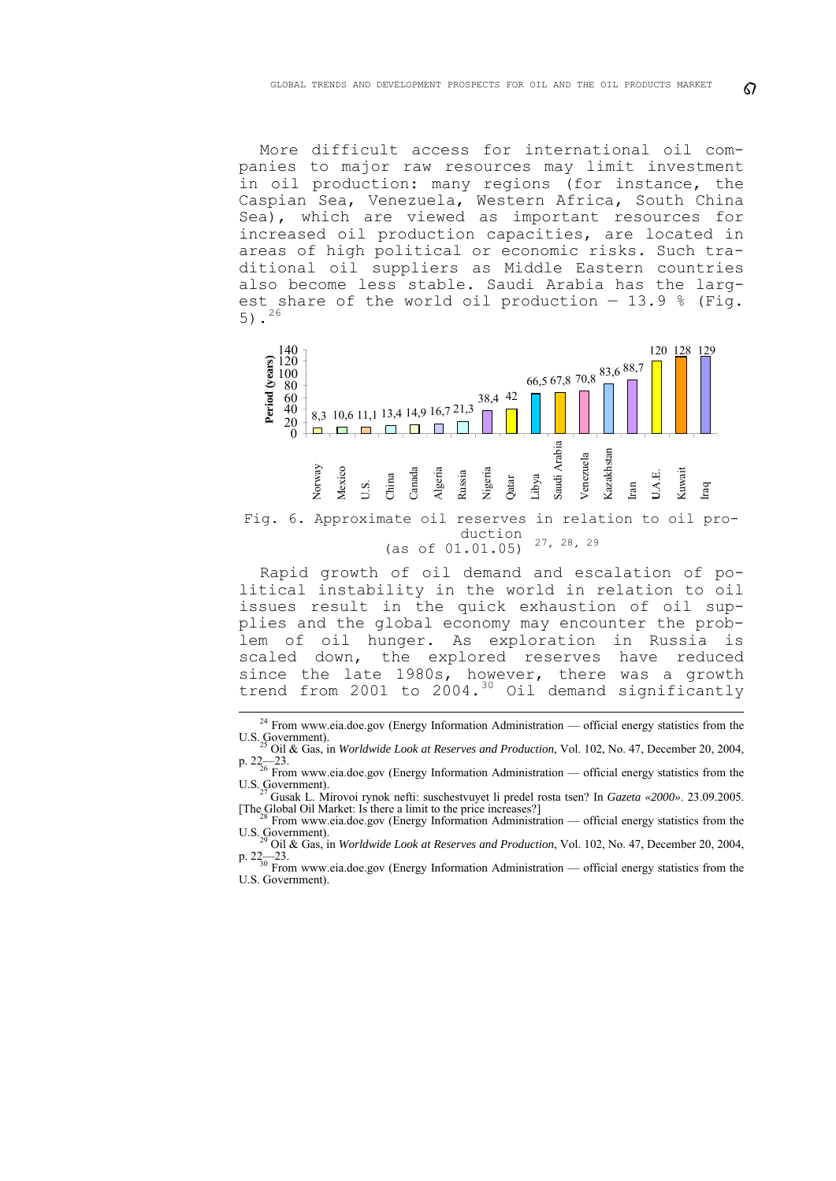More difficult access for international oil companies to major raw resources may limit investment in oil production: many regions (for instance, the Caspian Sea, Venezuela, Western Africa, South China Sea), which are viewed as important resources for increased oil production capacities, are located in areas of high political or economic risks. Such traditional oil suppliers as Middle Eastern countries also become less stable. Saudi Arabia has the largest share of the world oil production — 13.9 % (Fig. 5).[26]

| Country | Period (years) |
|---|---|
| Norway | 8,3 |
| Mexico | 10,6 |
| U.S. | 11,1 |
| China | 13,4 |
| Canada | 14,9 |
| Algeria | 16,7 |
| Russia | 21,3 |
| Nigeria | 38,4 |
| Qatar | 42 |
| Libya | 66,5 |
| Saudi Arabia | 67,8 |
| Venezuela | 70,8 |
| Kazakhstan | 83,6 |
| Iran | 88,7 |
| U.A.E. | 120 |
| Kuwait | 128 |
| Iraq | 129 |

Fig. 6. Approximate oil reserves in relation to oil production (as of 01.01.05) [27, 28, 29]

Rapid growth of oil demand and escalation of political instability in the world in relation to oil issues result in the quick exhaustion of oil supplies and the global economy may encounter the problem of oil hunger. As exploration in Russia is scaled down, the explored reserves have reduced since the late 1980s, however, there was a growth trend from 2001 to 2004.[30] Oil demand significantly

---

[24] From www.eia.doe.gov (Energy Information Administration — official energy statistics from the U.S. Government).

[25] Oil & Gas, in *Worldwide Look at Reserves and Production*, Vol. 102, No. 47, December 20, 2004, p. 22—23.

[26] From www.eia.doe.gov (Energy Information Administration — official energy statistics from the U.S. Government).

[27] Gusak L. Mirovoi rynok nefti: suschestvuyet li predel rosta tsen? In *Gazeta «2000»*. 23.09.2005. [The Global Oil Market: Is there a limit to the price increases?]

[28] From www.eia.doe.gov (Energy Information Administration — official energy statistics from the U.S. Government).

[29] Oil & Gas, in *Worldwide Look at Reserves and Production*, Vol. 102, No. 47, December 20, 2004, p. 22—23.

[30] From www.eia.doe.gov (Energy Information Administration — official energy statistics from the U.S. Government).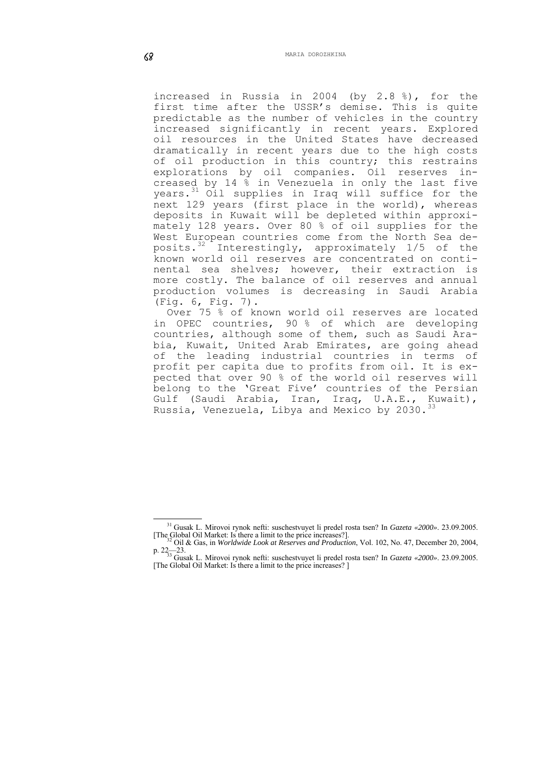increased in Russia in 2004 (by 2.8 %), for the first time after the USSR's demise. This is quite predictable as the number of vehicles in the country increased significantly in recent years. Explored oil resources in the United States have decreased dramatically in recent years due to the high costs of oil production in this country; this restrains explorations by oil companies. Oil reserves increased by 14 % in Venezuela in only the last five years.[31] Oil supplies in Iraq will suffice for the next 129 years (first place in the world), whereas deposits in Kuwait will be depleted within approximately 128 years. Over 80 % of oil supplies for the West European countries come from the North Sea deposits.[32] Interestingly, approximately 1/5 of the known world oil reserves are concentrated on continental sea shelves; however, their extraction is more costly. The balance of oil reserves and annual production volumes is decreasing in Saudi Arabia (Fig. 6, Fig. 7).

Over 75 % of known world oil reserves are located in OPEC countries, 90 % of which are developing countries, although some of them, such as Saudi Arabia, Kuwait, United Arab Emirates, are going ahead of the leading industrial countries in terms of profit per capita due to profits from oil. It is expected that over 90 % of the world oil reserves will belong to the 'Great Five' countries of the Persian Gulf (Saudi Arabia, Iran, Iraq, U.A.E., Kuwait), Russia, Venezuela, Libya and Mexico by 2030.[33]

---

[31] Gusak L. Mirovoi rynok nefti: suschestvuyet li predel rosta tsen? In *Gazeta «2000»*. 23.09.2005. [The Global Oil Market: Is there a limit to the price increases?].

[32] Oil & Gas, in *Worldwide Look at Reserves and Production*, Vol. 102, No. 47, December 20, 2004, p. 22—23.

[33] Gusak L. Mirovoi rynok nefti: suschestvuyet li predel rosta tsen? In *Gazeta «2000»*. 23.09.2005. [The Global Oil Market: Is there a limit to the price increases? ]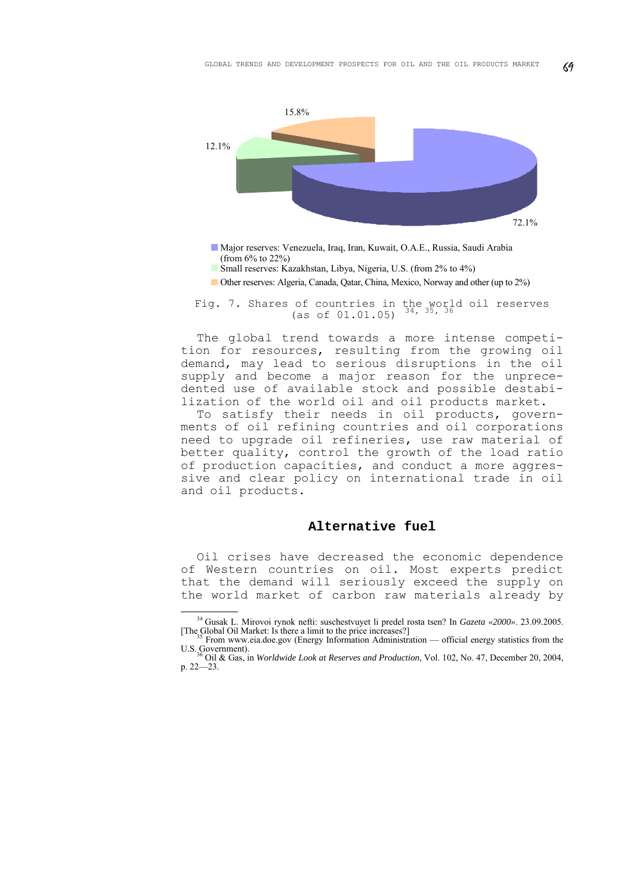15.8%

12.1%

72.1%

- Major reserves: Venezuela, Iraq, Iran, Kuwait, O.A.E., Russia, Saudi Arabia (from 6% to 22%)
- Small reserves: Kazakhstan, Libya, Nigeria, U.S. (from 2% to 4%)
- Other reserves: Algeria, Canada, Qatar, China, Mexico, Norway and other (up to 2%)

Fig. 7. Shares of countries in the world oil reserves (as of 01.01.05) [34, 35, 36]

The global trend towards a more intense competition for resources, resulting from the growing oil demand, may lead to serious disruptions in the oil supply and become a major reason for the unprecedented use of available stock and possible destabilization of the world oil and oil products market.

To satisfy their needs in oil products, governments of oil refining countries and oil corporations need to upgrade oil refineries, use raw material of better quality, control the growth of the load ratio of production capacities, and conduct a more aggressive and clear policy on international trade in oil and oil products.

## Alternative fuel

Oil crises have decreased the economic dependence of Western countries on oil. Most experts predict that the demand will seriously exceed the supply on the world market of carbon raw materials already by

---

[34] Gusak L. Mirovoi rynok nefti: suschestvuyet li predel rosta tsen? In *Gazeta «2000»*. 23.09.2005. [The Global Oil Market: Is there a limit to the price increases?]

[35] From www.eia.doe.gov (Energy Information Administration — official energy statistics from the U.S. Government).

[36] Oil & Gas, in *Worldwide Look at Reserves and Production*, Vol. 102, No. 47, December 20, 2004, p. 22—23.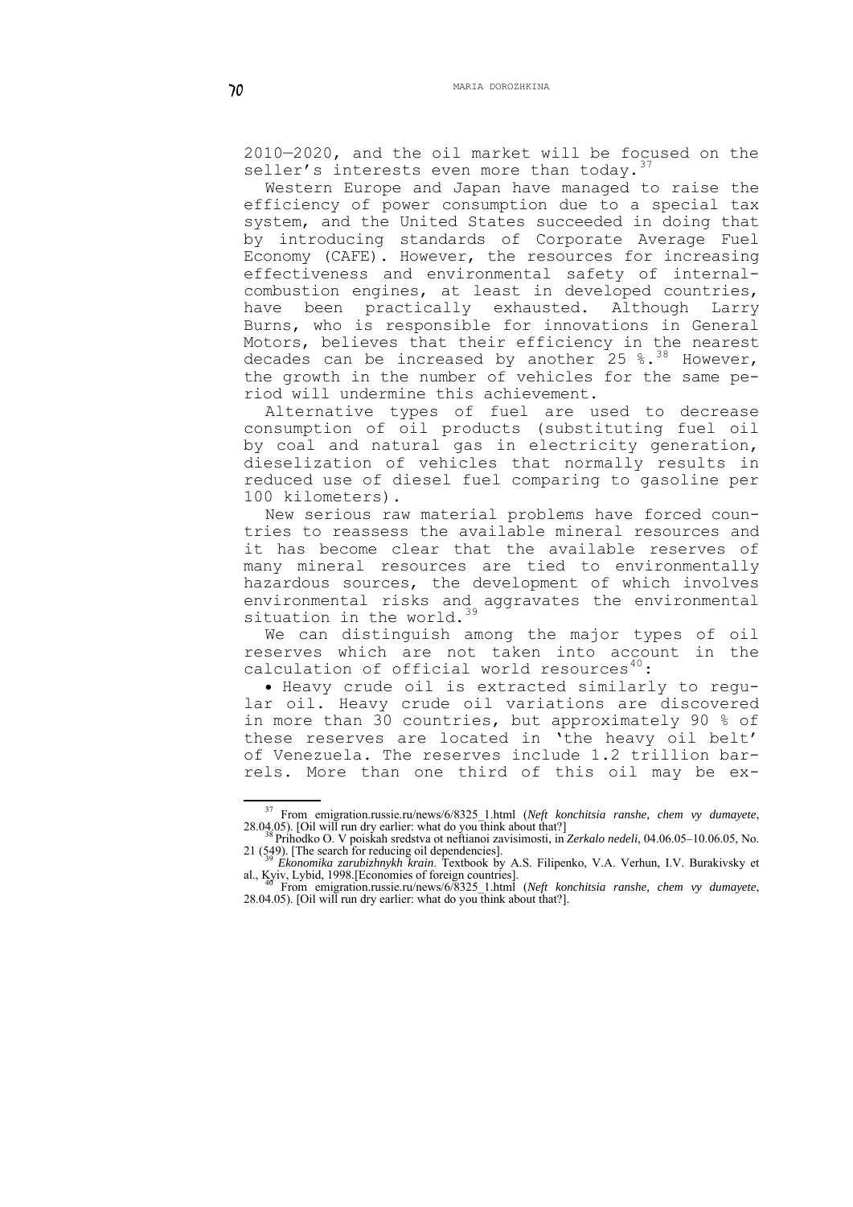2010—2020, and the oil market will be focused on the seller's interests even more than today.[37]

Western Europe and Japan have managed to raise the efficiency of power consumption due to a special tax system, and the United States succeeded in doing that by introducing standards of Corporate Average Fuel Economy (CAFE). However, the resources for increasing effectiveness and environmental safety of internal-combustion engines, at least in developed countries, have been practically exhausted. Although Larry Burns, who is responsible for innovations in General Motors, believes that their efficiency in the nearest decades can be increased by another 25 %.[38] However, the growth in the number of vehicles for the same period will undermine this achievement.

Alternative types of fuel are used to decrease consumption of oil products (substituting fuel oil by coal and natural gas in electricity generation, dieselization of vehicles that normally results in reduced use of diesel fuel comparing to gasoline per 100 kilometers).

New serious raw material problems have forced countries to reassess the available mineral resources and it has become clear that the available reserves of many mineral resources are tied to environmentally hazardous sources, the development of which involves environmental risks and aggravates the environmental situation in the world.[39]

We can distinguish among the major types of oil reserves which are not taken into account in the calculation of official world resources[40]:

• Heavy crude oil is extracted similarly to regular oil. Heavy crude oil variations are discovered in more than 30 countries, but approximately 90 % of these reserves are located in 'the heavy oil belt' of Venezuela. The reserves include 1.2 trillion barrels. More than one third of this oil may be ex-

---

[37] From emigration.russie.ru/news/6/8325_1.html (*Neft konchitsia ranshe, chem vy dumayete*, 28.04.05). [Oil will run dry earlier: what do you think about that?]

[38] Prihodko O. V poiskah sredstva ot neftianoi zavisimosti, in *Zerkalo nedeli*, 04.06.05–10.06.05, No. 21 (549). [The search for reducing oil dependencies].

[39] *Ekonomika zarubizhnykh krain*. Textbook by A.S. Filipenko, V.A. Verhun, I.V. Burakivsky et al., Kyiv, Lybid, 1998.[Economies of foreign countries].

[40] From emigration.russie.ru/news/6/8325_1.html (*Neft konchitsia ranshe, chem vy dumayete*, 28.04.05). [Oil will run dry earlier: what do you think about that?].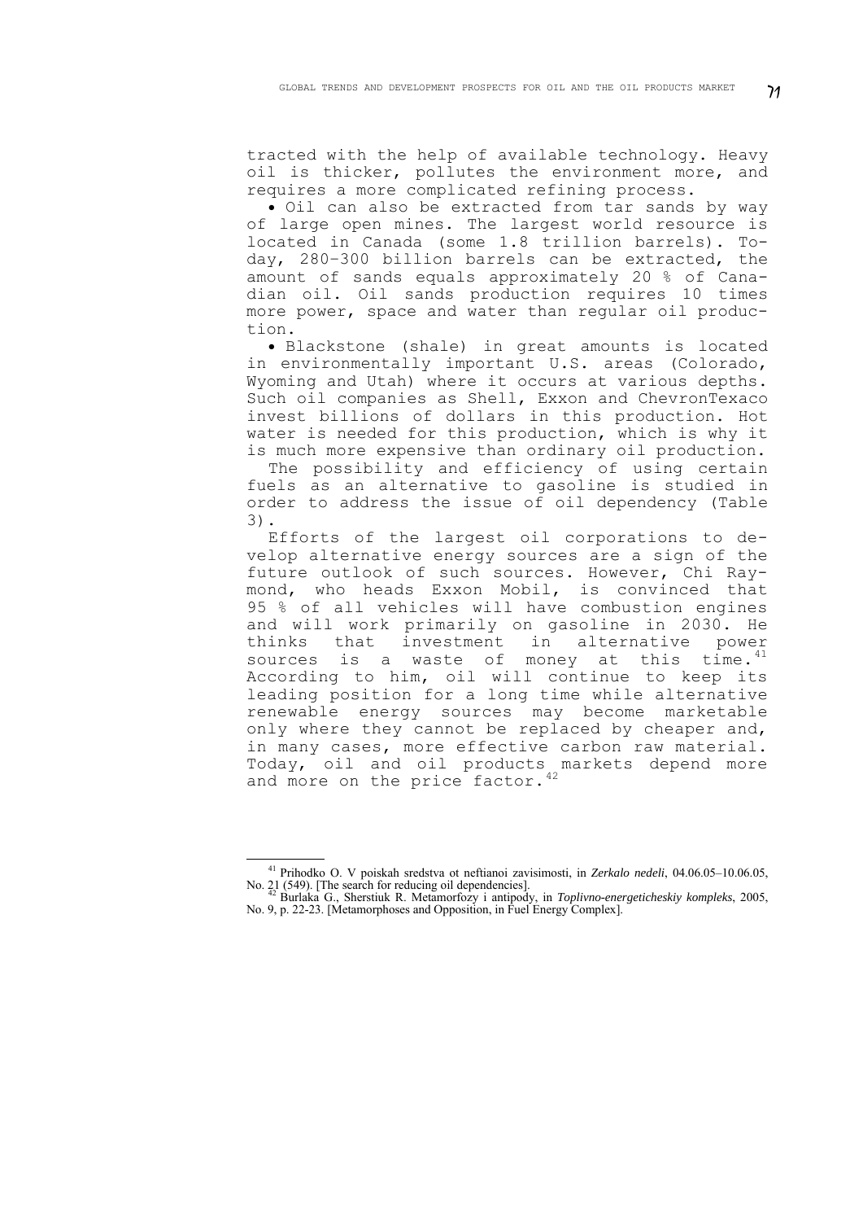tracted with the help of available technology. Heavy oil is thicker, pollutes the environment more, and requires a more complicated refining process.

- Oil can also be extracted from tar sands by way of large open mines. The largest world resource is located in Canada (some 1.8 trillion barrels). Today, 280–300 billion barrels can be extracted, the amount of sands equals approximately 20 % of Canadian oil. Oil sands production requires 10 times more power, space and water than regular oil production.
- Blackstone (shale) in great amounts is located in environmentally important U.S. areas (Colorado, Wyoming and Utah) where it occurs at various depths. Such oil companies as Shell, Exxon and ChevronTexaco invest billions of dollars in this production. Hot water is needed for this production, which is why it is much more expensive than ordinary oil production.

The possibility and efficiency of using certain fuels as an alternative to gasoline is studied in order to address the issue of oil dependency (Table 3).

Efforts of the largest oil corporations to develop alternative energy sources are a sign of the future outlook of such sources. However, Chi Raymond, who heads Exxon Mobil, is convinced that 95 % of all vehicles will have combustion engines and will work primarily on gasoline in 2030. He thinks that investment in alternative power sources is a waste of money at this time.[41] According to him, oil will continue to keep its leading position for a long time while alternative renewable energy sources may become marketable only where they cannot be replaced by cheaper and, in many cases, more effective carbon raw material. Today, oil and oil products markets depend more and more on the price factor.[42]

---

[41] Prihodko O. V poiskah sredstva ot neftianoi zavisimosti, in *Zerkalo nedeli*, 04.06.05–10.06.05, No. 21 (549). [The search for reducing oil dependencies].

[42] Burlaka G., Sherstiuk R. Metamorfozy i antipody, in *Toplivno-energeticheskiy kompleks*, 2005, No. 9, p. 22-23. [Metamorphoses and Opposition, in Fuel Energy Complex].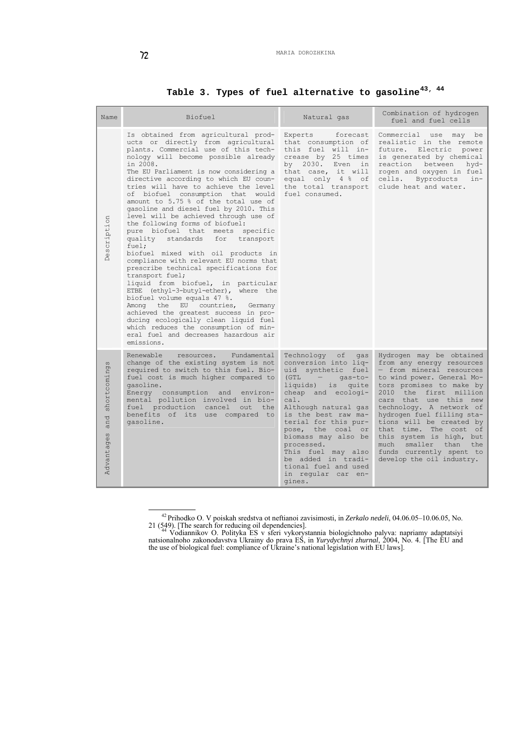**Table 3. Types of fuel alternative to gasoline[43, 44]**

| Name | Biofuel | Natural gas | Combination of hydrogen fuel and fuel cells |
|---|---|---|---|
| Description | Is obtained from agricultural products or directly from agricultural plants. Commercial use of this technology will become possible already in 2008.<br>The EU Parliament is now considering a directive according to which EU countries will have to achieve the level of biofuel consumption that would amount to 5.75 % of the total use of gasoline and diesel fuel by 2010. This level will be achieved through use of the following forms of biofuel:<br>pure biofuel that meets specific quality standards for transport fuel;<br>biofuel mixed with oil products in compliance with relevant EU norms that prescribe technical specifications for transport fuel;<br>liquid from biofuel, in particular ETBE (ethyl-3-butyl-ether), where the biofuel volume equals 47 %.<br>Among the EU countries, Germany achieved the greatest success in producing ecologically clean liquid fuel which reduces the consumption of mineral fuel and decreases hazardous air emissions. | Experts forecast that consumption of this fuel will increase by 25 times by 2030. Even in that case, it will equal only 4 % of the total transport fuel consumed. | Commercial use may be realistic in the remote future. Electric power is generated by chemical reaction between hydrogen and oxygen in fuel cells. Byproducts include heat and water. |
| Advantages and shortcomings | Renewable resources. Fundamental change of the existing system is not required to switch to this fuel. Biofuel cost is much higher compared to gasoline.<br>Energy consumption and environmental pollution involved in biofuel production cancel out the benefits of its use compared to gasoline. | Technology of gas conversion into liquid synthetic fuel (GTL – gas-to-liquids) is quite cheap and ecological.<br>Although natural gas is the best raw material for this purpose, the coal or biomass may also be processed.<br>This fuel may also be added in traditional fuel and used in regular car engines. | Hydrogen may be obtained from any energy resources – from mineral resources to wind power. General Motors promises to make by 2010 the first million cars that use this new technology. A network of hydrogen fuel filling stations will be created by that time. The cost of this system is high, but much smaller than the funds currently spent to develop the oil industry. |

[43] Prihodko O. V poiskah sredstva ot neftianoi zavisimosti, in *Zerkalo nedeli*, 04.06.05–10.06.05, No. 21 (549). [The search for reducing oil dependencies].

[44] Vodiannikov O. Polityka ES v sferi vykorystannia biologichnoho palyva: napriamy adaptatsiyi natsionalnoho zakonodavstva Ukrainy do prava ES, in *Yurydychnyi zhurnal*, 2004, No. 4. [The EU and the use of biological fuel: compliance of Ukraine's national legislation with EU laws].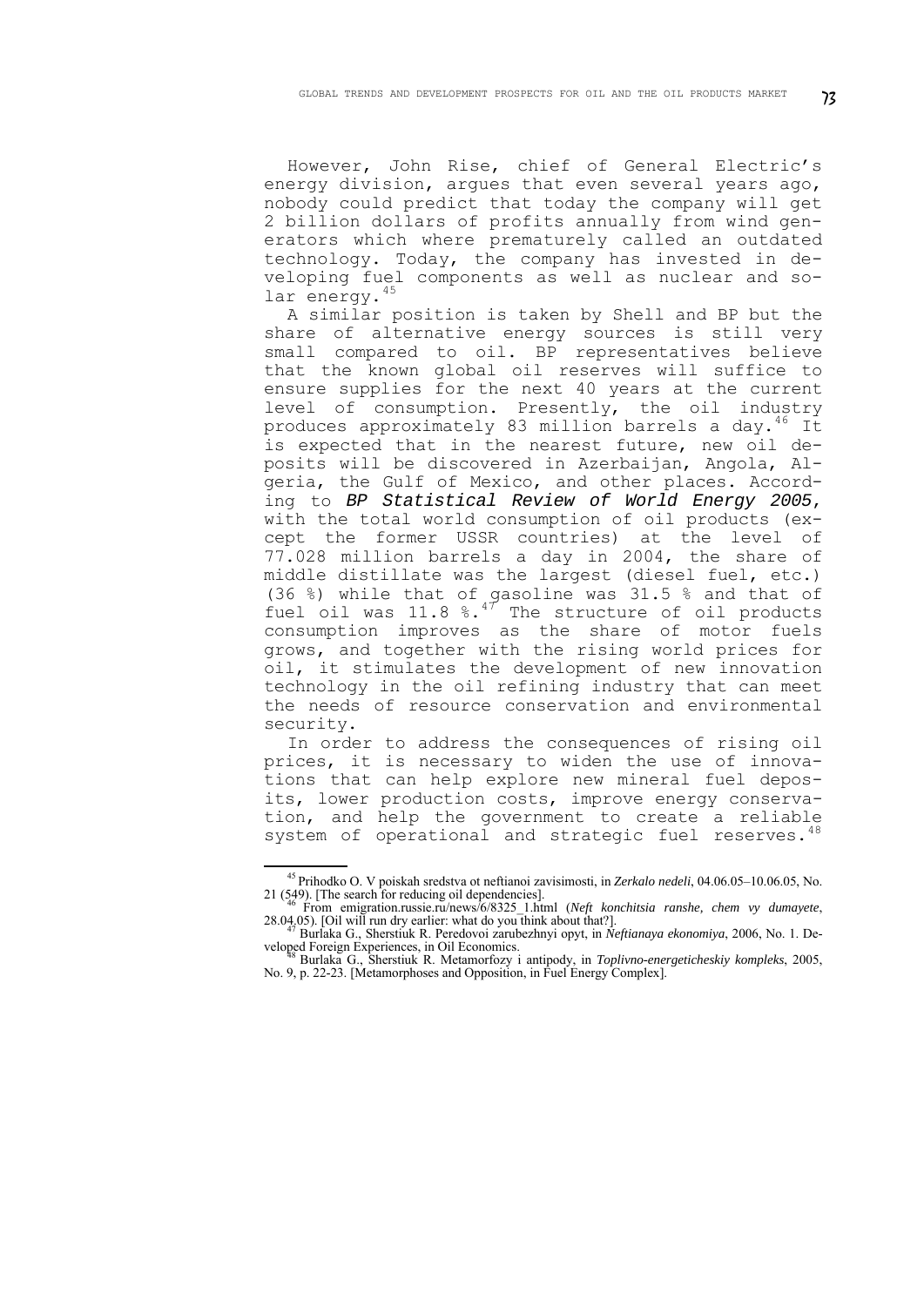However, John Rise, chief of General Electric's energy division, argues that even several years ago, nobody could predict that today the company will get 2 billion dollars of profits annually from wind generators which where prematurely called an outdated technology. Today, the company has invested in developing fuel components as well as nuclear and solar energy.[45]

A similar position is taken by Shell and BP but the share of alternative energy sources is still very small compared to oil. BP representatives believe that the known global oil reserves will suffice to ensure supplies for the next 40 years at the current level of consumption. Presently, the oil industry produces approximately 83 million barrels a day.[46] It is expected that in the nearest future, new oil deposits will be discovered in Azerbaijan, Angola, Algeria, the Gulf of Mexico, and other places. According to *BP Statistical Review of World Energy 2005*, with the total world consumption of oil products (except the former USSR countries) at the level of 77.028 million barrels a day in 2004, the share of middle distillate was the largest (diesel fuel, etc.) (36 %) while that of gasoline was 31.5 % and that of fuel oil was 11.8 %.[47] The structure of oil products consumption improves as the share of motor fuels grows, and together with the rising world prices for oil, it stimulates the development of new innovation technology in the oil refining industry that can meet the needs of resource conservation and environmental security.

In order to address the consequences of rising oil prices, it is necessary to widen the use of innovations that can help explore new mineral fuel deposits, lower production costs, improve energy conservation, and help the government to create a reliable system of operational and strategic fuel reserves.[48]

---

[45] Prihodko O. V poiskah sredstva ot neftianoi zavisimosti, in *Zerkalo nedeli*, 04.06.05–10.06.05, No. 21 (549). [The search for reducing oil dependencies].

[46] From emigration.russie.ru/news/6/8325_1.html (*Neft konchitsia ranshe, chem vy dumayete*, 28.04.05). [Oil will run dry earlier: what do you think about that?].

[47] Burlaka G., Sherstiuk R. Peredovoi zarubezhnyi opyt, in *Neftianaya ekonomiya*, 2006, No. 1. Developed Foreign Experiences, in Oil Economics.

[48] Burlaka G., Sherstiuk R. Metamorfozy i antipody, in *Toplivno-energeticheskiy kompleks*, 2005, No. 9, p. 22-23. [Metamorphoses and Opposition, in Fuel Energy Complex].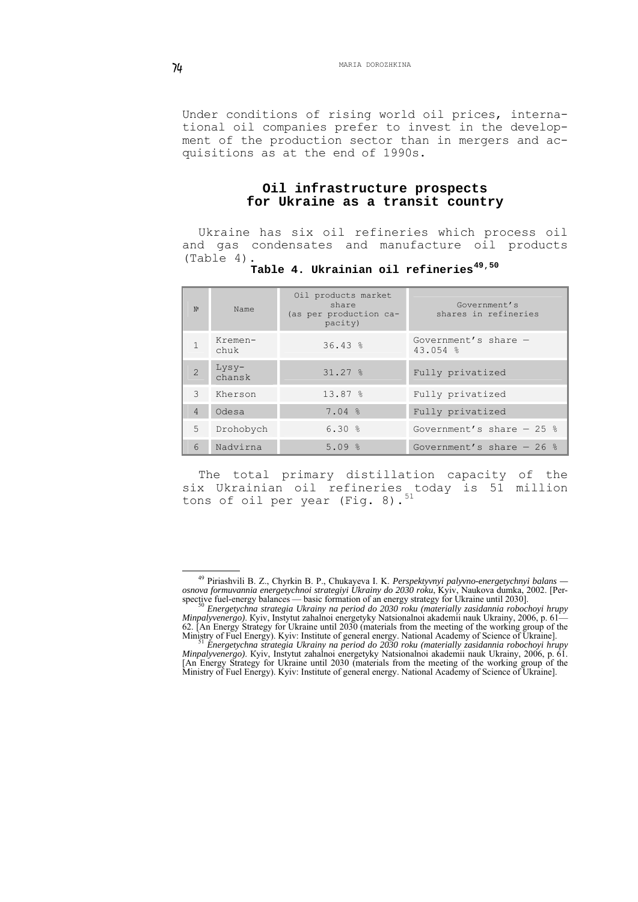Under conditions of rising world oil prices, international oil companies prefer to invest in the development of the production sector than in mergers and acquisitions as at the end of 1990s.

## Oil infrastructure prospects for Ukraine as a transit country

Ukraine has six oil refineries which process oil and gas condensates and manufacture oil products (Table 4).

**Table 4. Ukrainian oil refineries[49,50]**

| № | Name | Oil products market share (as per production capacity) | Government's shares in refineries |
|---|---|---|---|
| 1 | Kremenchuk | 36.43 % | Government's share — 43.054 % |
| 2 | Lysychansk | 31.27 % | Fully privatized |
| 3 | Kherson | 13.87 % | Fully privatized |
| 4 | Odesa | 7.04 % | Fully privatized |
| 5 | Drohobych | 6.30 % | Government's share — 25 % |
| 6 | Nadvirna | 5.09 % | Government's share — 26 % |

The total primary distillation capacity of the six Ukrainian oil refineries today is 51 million tons of oil per year (Fig. 8).[51]

---

[49] Piriashvili B. Z., Chyrkin B. P., Chukayeva I. K. *Perspektyvnyi palyvno-energetychnyi balans — osnova formuvannia energetychnoi strategiyi Ukrainy do 2030 roku*, Kyiv, Naukova dumka, 2002. [Perspective fuel-energy balances — basic formation of an energy strategy for Ukraine until 2030].

[50] *Energetychna strategia Ukrainy na period do 2030 roku (materially zasidannia robochoyi hrupy Minpalyvenergo)*. Kyiv, Instytut zahalnoi energetyky Natsionalnoi akademii nauk Ukrainy, 2006, p. 61—62. [An Energy Strategy for Ukraine until 2030 (materials from the meeting of the working group of the Ministry of Fuel Energy). Kyiv: Institute of general energy. National Academy of Science of Ukraine].

[51] *Energetychna strategia Ukrainy na period do 2030 roku (materially zasidannia robochoyi hrupy Minpalyvenergo)*. Kyiv, Instytut zahalnoi energetyky Natsionalnoi akademii nauk Ukrainy, 2006, p. 61. [An Energy Strategy for Ukraine until 2030 (materials from the meeting of the working group of the Ministry of Fuel Energy). Kyiv: Institute of general energy. National Academy of Science of Ukraine].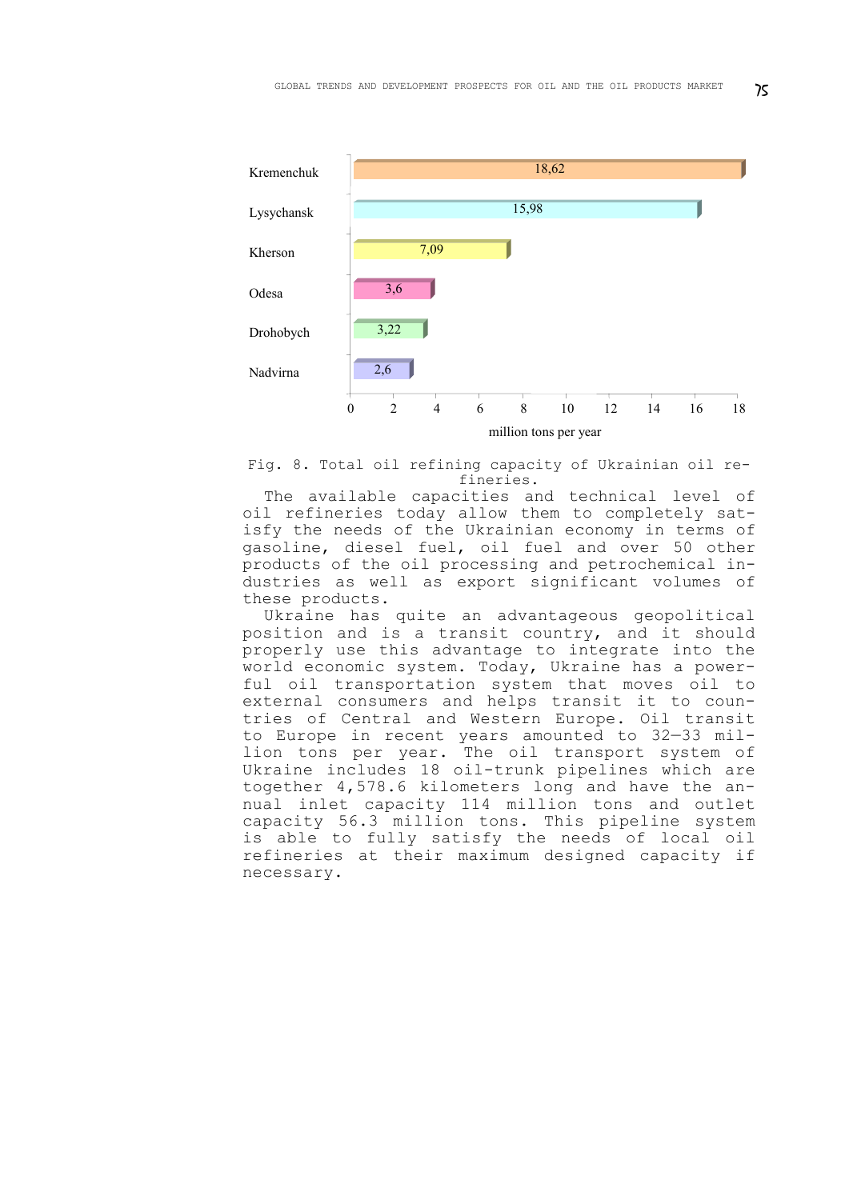| Refinery | Capacity (million tons per year) |
|---|---|
| Kremenchuk | 18,62 |
| Lysychansk | 15,98 |
| Kherson | 7,09 |
| Odesa | 3,6 |
| Drohobych | 3,22 |
| Nadvirna | 2,6 |

Fig. 8. Total oil refining capacity of Ukrainian oil refineries.

The available capacities and technical level of oil refineries today allow them to completely satisfy the needs of the Ukrainian economy in terms of gasoline, diesel fuel, oil fuel and over 50 other products of the oil processing and petrochemical industries as well as export significant volumes of these products.

Ukraine has quite an advantageous geopolitical position and is a transit country, and it should properly use this advantage to integrate into the world economic system. Today, Ukraine has a powerful oil transportation system that moves oil to external consumers and helps transit it to countries of Central and Western Europe. Oil transit to Europe in recent years amounted to 32–33 million tons per year. The oil transport system of Ukraine includes 18 oil-trunk pipelines which are together 4,578.6 kilometers long and have the annual inlet capacity 114 million tons and outlet capacity 56.3 million tons. This pipeline system is able to fully satisfy the needs of local oil refineries at their maximum designed capacity if necessary.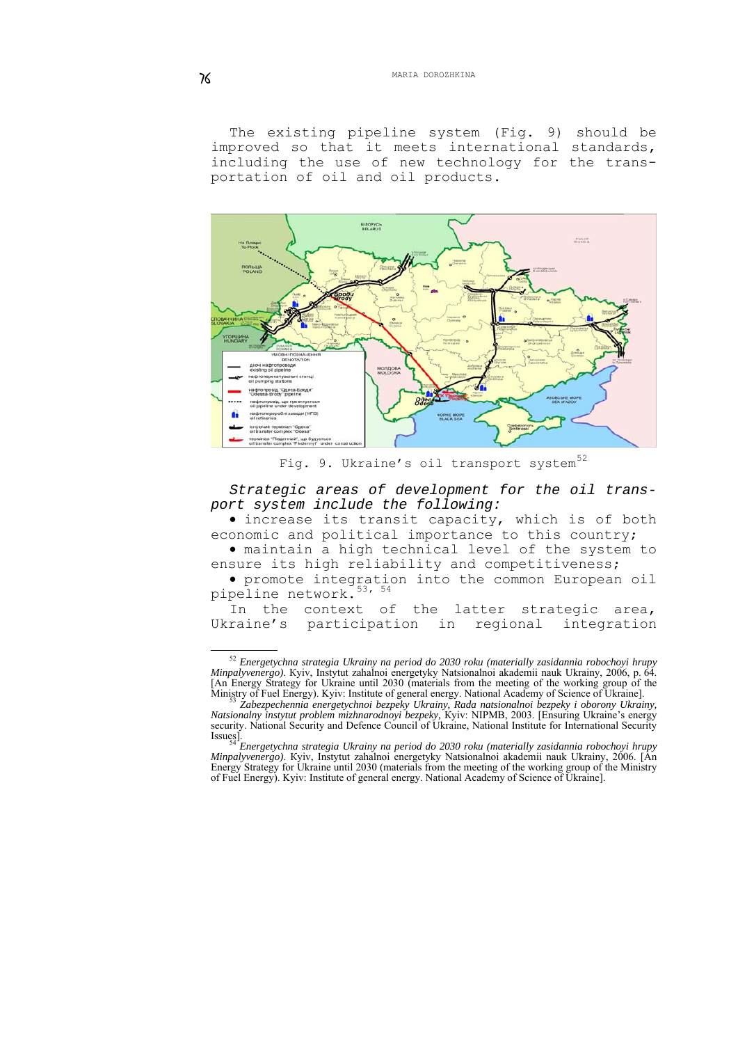The existing pipeline system (Fig. 9) should be improved so that it meets international standards, including the use of new technology for the transportation of oil and oil products.

Fig. 9. Ukraine's oil transport system[52]

*Strategic areas of development for the oil transport system include the following:*

- increase its transit capacity, which is of both economic and political importance to this country;
- maintain a high technical level of the system to ensure its high reliability and competitiveness;
- promote integration into the common European oil pipeline network.[53, 54]

In the context of the latter strategic area, Ukraine's participation in regional integration

---

[52] *Energetychna strategia Ukrainy na period do 2030 roku (materially zasidannia robochoyi hrupy Minpalyvenergo)*. Kyiv, Instytut zahalnoi energetyky Natsionalnoi akademii nauk Ukrainy, 2006, p. 64. [An Energy Strategy for Ukraine until 2030 (materials from the meeting of the working group of the Ministry of Fuel Energy). Kyiv: Institute of general energy. National Academy of Science of Ukraine].

[53] *Zabezpechennia energetychnoi bezpeky Ukrainy, Rada natsionalnoi bezpeky i oborony Ukrainy, Natsionalny instytut problem mizhnarodnoyi bezpeky*, Kyiv: NIPMB, 2003. [Ensuring Ukraine's energy security. National Security and Defence Council of Ukraine, National Institute for International Security Issues].

[54] *Energetychna strategia Ukrainy na period do 2030 roku (materially zasidannia robochoyi hrupy Minpalyvenergo)*. Kyiv, Instytut zahalnoi energetyky Natsionalnoi akademii nauk Ukrainy, 2006. [An Energy Strategy for Ukraine until 2030 (materials from the meeting of the working group of the Ministry of Fuel Energy). Kyiv: Institute of general energy. National Academy of Science of Ukraine].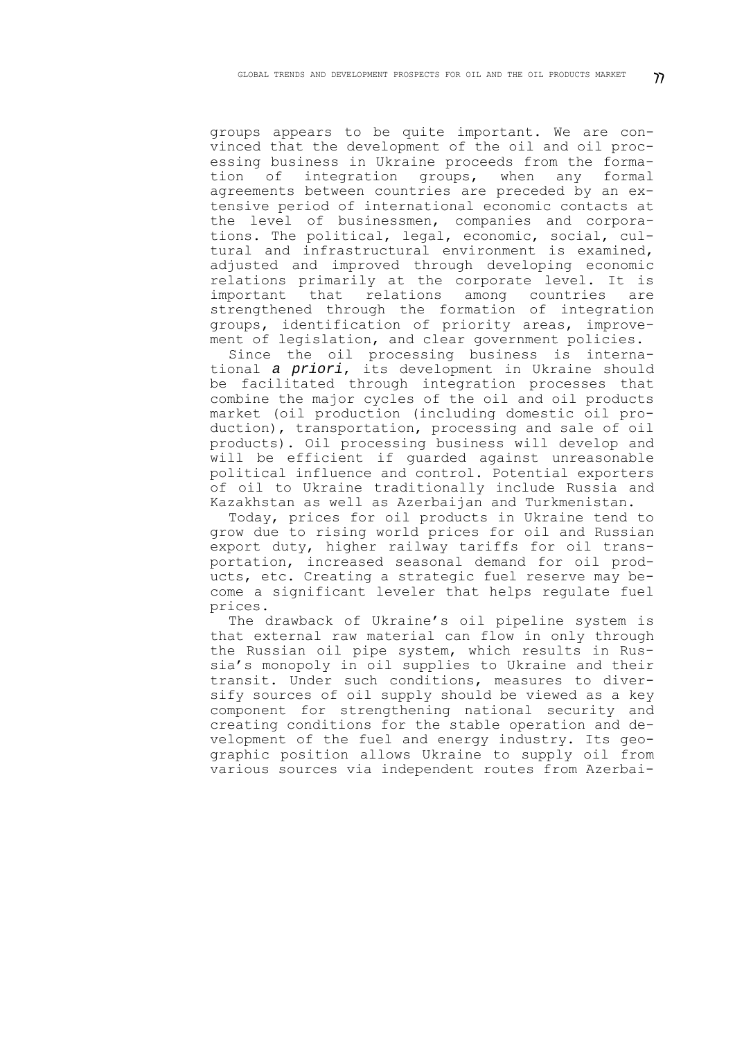groups appears to be quite important. We are convinced that the development of the oil and oil processing business in Ukraine proceeds from the formation of integration groups, when any formal agreements between countries are preceded by an extensive period of international economic contacts at the level of businessmen, companies and corporations. The political, legal, economic, social, cultural and infrastructural environment is examined, adjusted and improved through developing economic relations primarily at the corporate level. It is important that relations among countries are strengthened through the formation of integration groups, identification of priority areas, improvement of legislation, and clear government policies.

Since the oil processing business is international *a priori*, its development in Ukraine should be facilitated through integration processes that combine the major cycles of the oil and oil products market (oil production (including domestic oil production), transportation, processing and sale of oil products). Oil processing business will develop and will be efficient if guarded against unreasonable political influence and control. Potential exporters of oil to Ukraine traditionally include Russia and Kazakhstan as well as Azerbaijan and Turkmenistan.

Today, prices for oil products in Ukraine tend to grow due to rising world prices for oil and Russian export duty, higher railway tariffs for oil transportation, increased seasonal demand for oil products, etc. Creating a strategic fuel reserve may become a significant leveler that helps regulate fuel prices.

The drawback of Ukraine's oil pipeline system is that external raw material can flow in only through the Russian oil pipe system, which results in Russia's monopoly in oil supplies to Ukraine and their transit. Under such conditions, measures to diversify sources of oil supply should be viewed as a key component for strengthening national security and creating conditions for the stable operation and development of the fuel and energy industry. Its geographic position allows Ukraine to supply oil from various sources via independent routes from Azerbai-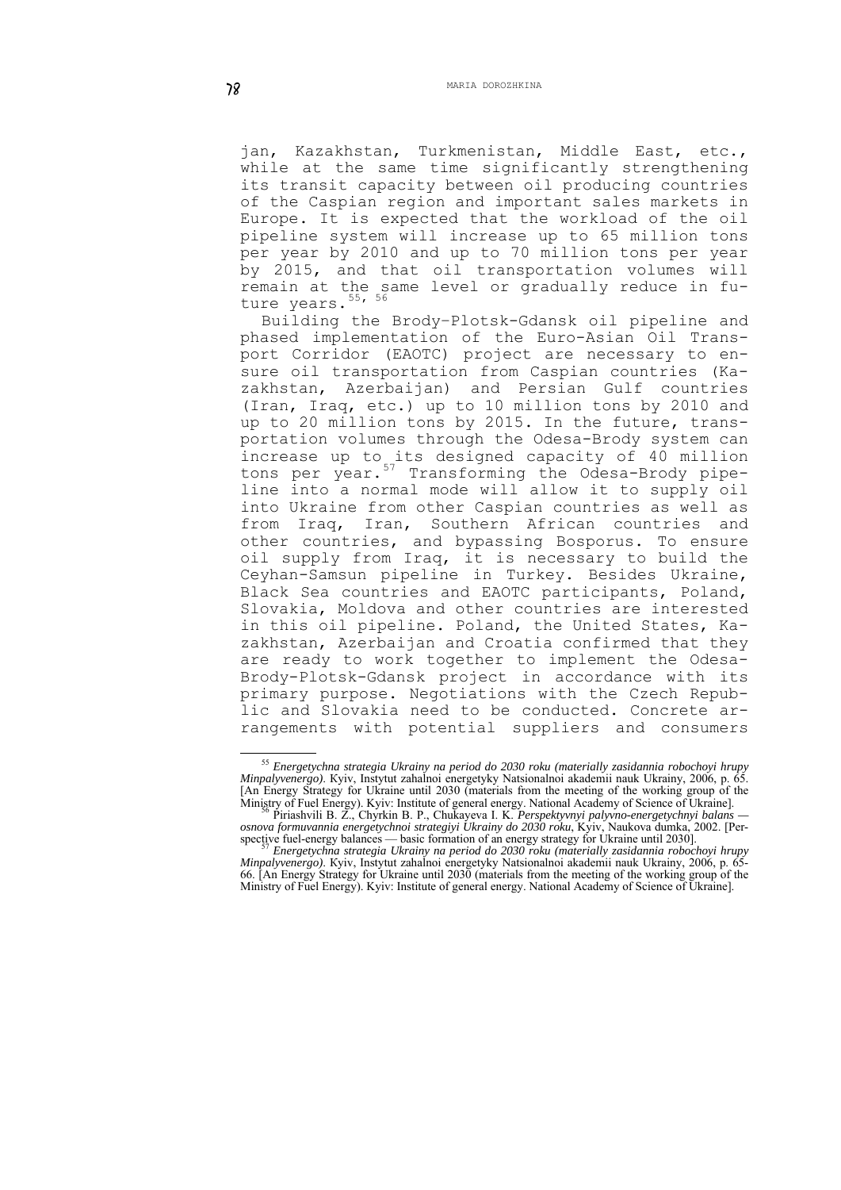jan, Kazakhstan, Turkmenistan, Middle East, etc., while at the same time significantly strengthening its transit capacity between oil producing countries of the Caspian region and important sales markets in Europe. It is expected that the workload of the oil pipeline system will increase up to 65 million tons per year by 2010 and up to 70 million tons per year by 2015, and that oil transportation volumes will remain at the same level or gradually reduce in future years.[55, 56]

Building the Brody–Plotsk-Gdansk oil pipeline and phased implementation of the Euro-Asian Oil Transport Corridor (EAOTC) project are necessary to ensure oil transportation from Caspian countries (Kazakhstan, Azerbaijan) and Persian Gulf countries (Iran, Iraq, etc.) up to 10 million tons by 2010 and up to 20 million tons by 2015. In the future, transportation volumes through the Odesa-Brody system can increase up to its designed capacity of 40 million tons per year.[57] Transforming the Odesa-Brody pipeline into a normal mode will allow it to supply oil into Ukraine from other Caspian countries as well as from Iraq, Iran, Southern African countries and other countries, and bypassing Bosporus. To ensure oil supply from Iraq, it is necessary to build the Ceyhan-Samsun pipeline in Turkey. Besides Ukraine, Black Sea countries and EAOTC participants, Poland, Slovakia, Moldova and other countries are interested in this oil pipeline. Poland, the United States, Kazakhstan, Azerbaijan and Croatia confirmed that they are ready to work together to implement the Odesa-Brody-Plotsk-Gdansk project in accordance with its primary purpose. Negotiations with the Czech Republic and Slovakia need to be conducted. Concrete arrangements with potential suppliers and consumers

---

[55] *Energetychna strategia Ukrainy na period do 2030 roku (materially zasidannia robochoyi hrupy Minpalyvenergo)*. Kyiv, Instytut zahalnoi energetyky Natsionalnoi akademii nauk Ukrainy, 2006, p. 65. [An Energy Strategy for Ukraine until 2030 (materials from the meeting of the working group of the Ministry of Fuel Energy). Kyiv: Institute of general energy. National Academy of Science of Ukraine].

[56] Piriashvili B. Z., Chyrkin B. P., Chukayeva I. K. *Perspektyvnyi palyvno-energetychnyi balans — osnova formuvannia energetychnoi strategiyi Ukrainy do 2030 roku*, Kyiv, Naukova dumka, 2002. [Perspective fuel-energy balances — basic formation of an energy strategy for Ukraine until 2030].

[57] *Energetychna strategia Ukrainy na period do 2030 roku (materially zasidannia robochoyi hrupy Minpalyvenergo)*. Kyiv, Instytut zahalnoi energetyky Natsionalnoi akademii nauk Ukrainy, 2006, p. 65-66. [An Energy Strategy for Ukraine until 2030 (materials from the meeting of the working group of the Ministry of Fuel Energy). Kyiv: Institute of general energy. National Academy of Science of Ukraine].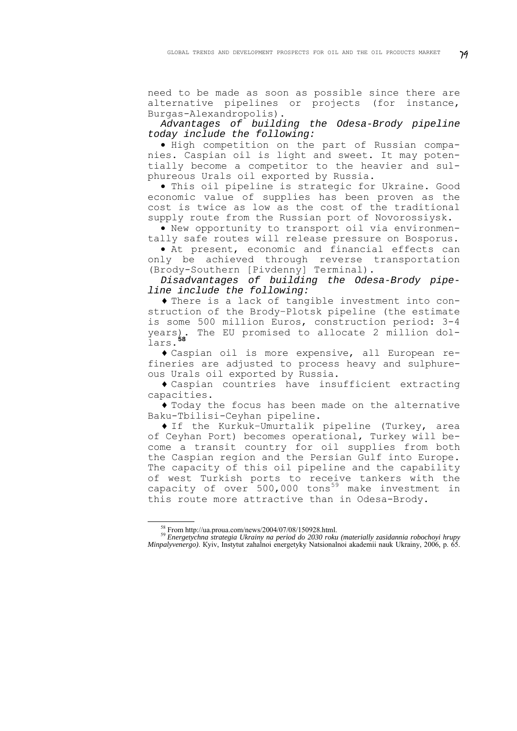need to be made as soon as possible since there are alternative pipelines or projects (for instance, Burgas-Alexandropolis).

*Advantages of building the Odesa-Brody pipeline today include the following:*

- High competition on the part of Russian companies. Caspian oil is light and sweet. It may potentially become a competitor to the heavier and sulphureous Urals oil exported by Russia.
- This oil pipeline is strategic for Ukraine. Good economic value of supplies has been proven as the cost is twice as low as the cost of the traditional supply route from the Russian port of Novorossiysk.
- New opportunity to transport oil via environmentally safe routes will release pressure on Bosporus.
- At present, economic and financial effects can only be achieved through reverse transportation (Brody-Southern [Pivdenny] Terminal).

*Disadvantages of building the Odesa-Brody pipeline include the following:*

- There is a lack of tangible investment into construction of the Brody–Plotsk pipeline (the estimate is some 500 million Euros, construction period: 3-4 years). The EU promised to allocate 2 million dollars.[58]
- Caspian oil is more expensive, all European refineries are adjusted to process heavy and sulphureous Urals oil exported by Russia.
- Caspian countries have insufficient extracting capacities.
- Today the focus has been made on the alternative Baku-Tbilisi-Ceyhan pipeline.
- If the Kurkuk–Umurtalik pipeline (Turkey, area of Ceyhan Port) becomes operational, Turkey will become a transit country for oil supplies from both the Caspian region and the Persian Gulf into Europe. The capacity of this oil pipeline and the capability of west Turkish ports to receive tankers with the capacity of over 500,000 tons[59] make investment in this route more attractive than in Odesa-Brody.

---

[58] From http://ua.proua.com/news/2004/07/08/150928.html.

[59] *Energetychna strategia Ukrainy na period do 2030 roku (materially zasidannia robochoyi hrupy Minpalyvenergo)*. Kyiv, Instytut zahalnoi energetyky Natsionalnoi akademii nauk Ukrainy, 2006, p. 65.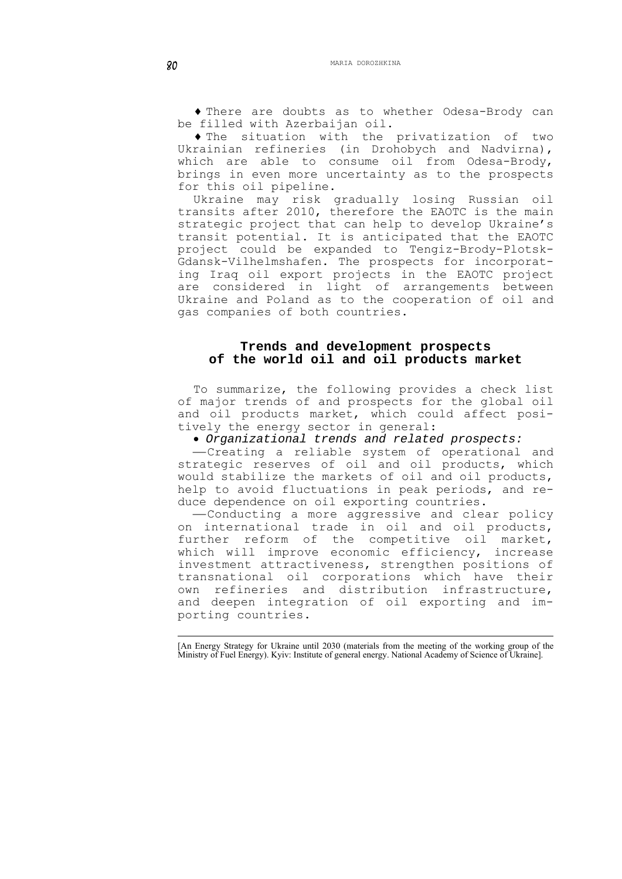♦ There are doubts as to whether Odesa-Brody can be filled with Azerbaijan oil.

♦ The situation with the privatization of two Ukrainian refineries (in Drohobych and Nadvirna), which are able to consume oil from Odesa-Brody, brings in even more uncertainty as to the prospects for this oil pipeline.

Ukraine may risk gradually losing Russian oil transits after 2010, therefore the EAOTC is the main strategic project that can help to develop Ukraine's transit potential. It is anticipated that the EAOTC project could be expanded to Tengiz-Brody-Plotsk-Gdansk-Vilhelmshafen. The prospects for incorporating Iraq oil export projects in the EAOTC project are considered in light of arrangements between Ukraine and Poland as to the cooperation of oil and gas companies of both countries.

## Trends and development prospects of the world oil and oil products market

To summarize, the following provides a check list of major trends of and prospects for the global oil and oil products market, which could affect positively the energy sector in general:

- *Organizational trends and related prospects:*

—Creating a reliable system of operational and strategic reserves of oil and oil products, which would stabilize the markets of oil and oil products, help to avoid fluctuations in peak periods, and reduce dependence on oil exporting countries.

—Conducting a more aggressive and clear policy on international trade in oil and oil products, further reform of the competitive oil market, which will improve economic efficiency, increase investment attractiveness, strengthen positions of transnational oil corporations which have their own refineries and distribution infrastructure, and deepen integration of oil exporting and importing countries.

---

[An Energy Strategy for Ukraine until 2030 (materials from the meeting of the working group of the Ministry of Fuel Energy). Kyiv: Institute of general energy. National Academy of Science of Ukraine].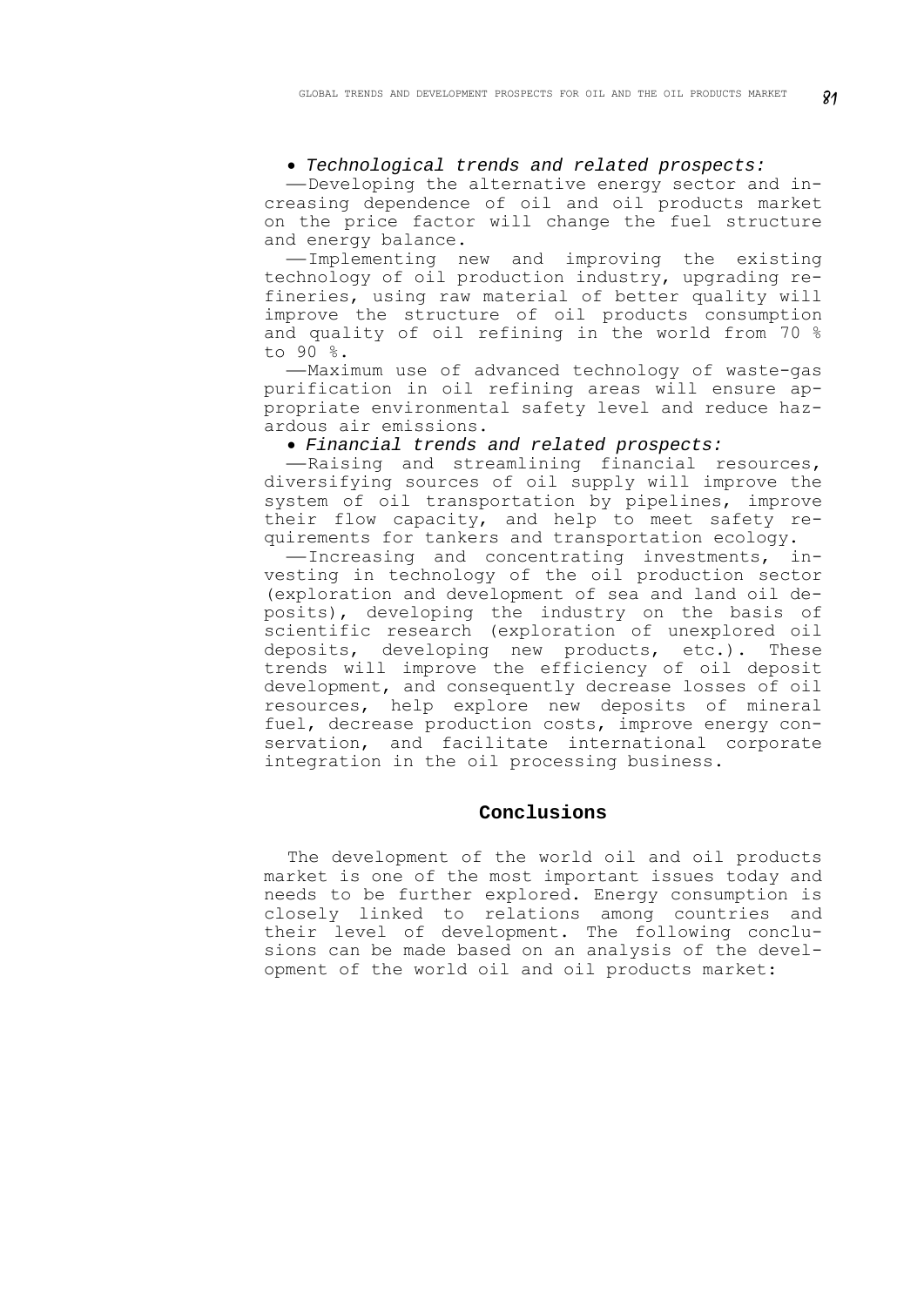- *Technological trends and related prospects:*

—Developing the alternative energy sector and increasing dependence of oil and oil products market on the price factor will change the fuel structure and energy balance.

—Implementing new and improving the existing technology of oil production industry, upgrading refineries, using raw material of better quality will improve the structure of oil products consumption and quality of oil refining in the world from 70 % to 90 %.

—Maximum use of advanced technology of waste-gas purification in oil refining areas will ensure appropriate environmental safety level and reduce hazardous air emissions.

- *Financial trends and related prospects:*

—Raising and streamlining financial resources, diversifying sources of oil supply will improve the system of oil transportation by pipelines, improve their flow capacity, and help to meet safety requirements for tankers and transportation ecology.

—Increasing and concentrating investments, investing in technology of the oil production sector (exploration and development of sea and land oil deposits), developing the industry on the basis of scientific research (exploration of unexplored oil deposits, developing new products, etc.). These trends will improve the efficiency of oil deposit development, and consequently decrease losses of oil resources, help explore new deposits of mineral fuel, decrease production costs, improve energy conservation, and facilitate international corporate integration in the oil processing business.

## Conclusions

The development of the world oil and oil products market is one of the most important issues today and needs to be further explored. Energy consumption is closely linked to relations among countries and their level of development. The following conclusions can be made based on an analysis of the development of the world oil and oil products market: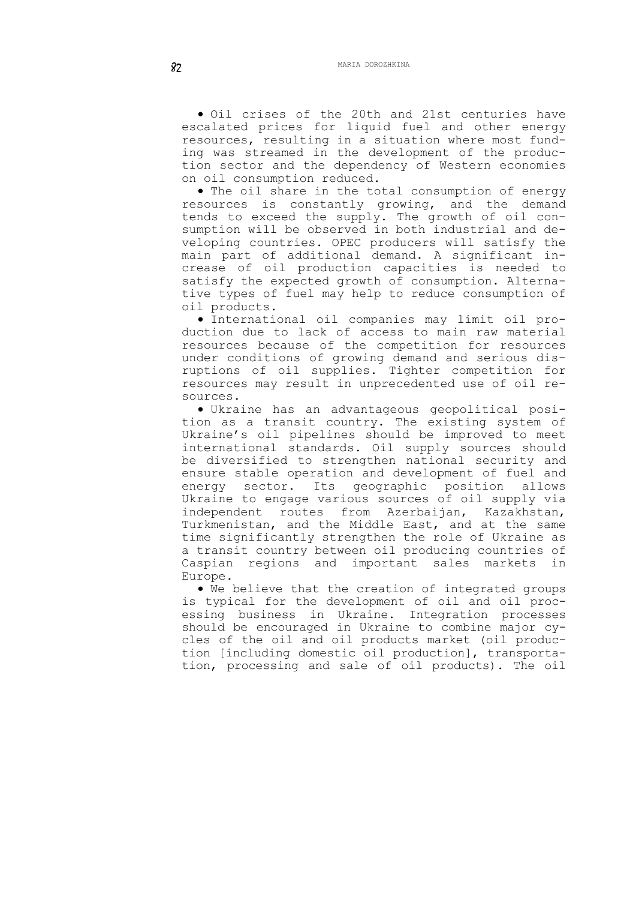- Oil crises of the 20th and 21st centuries have escalated prices for liquid fuel and other energy resources, resulting in a situation where most funding was streamed in the development of the production sector and the dependency of Western economies on oil consumption reduced.
- The oil share in the total consumption of energy resources is constantly growing, and the demand tends to exceed the supply. The growth of oil consumption will be observed in both industrial and developing countries. OPEC producers will satisfy the main part of additional demand. A significant increase of oil production capacities is needed to satisfy the expected growth of consumption. Alternative types of fuel may help to reduce consumption of oil products.
- International oil companies may limit oil production due to lack of access to main raw material resources because of the competition for resources under conditions of growing demand and serious disruptions of oil supplies. Tighter competition for resources may result in unprecedented use of oil resources.
- Ukraine has an advantageous geopolitical position as a transit country. The existing system of Ukraine's oil pipelines should be improved to meet international standards. Oil supply sources should be diversified to strengthen national security and ensure stable operation and development of fuel and energy sector. Its geographic position allows Ukraine to engage various sources of oil supply via independent routes from Azerbaijan, Kazakhstan, Turkmenistan, and the Middle East, and at the same time significantly strengthen the role of Ukraine as a transit country between oil producing countries of Caspian regions and important sales markets in Europe.
- We believe that the creation of integrated groups is typical for the development of oil and oil processing business in Ukraine. Integration processes should be encouraged in Ukraine to combine major cycles of the oil and oil products market (oil production [including domestic oil production], transportation, processing and sale of oil products). The oil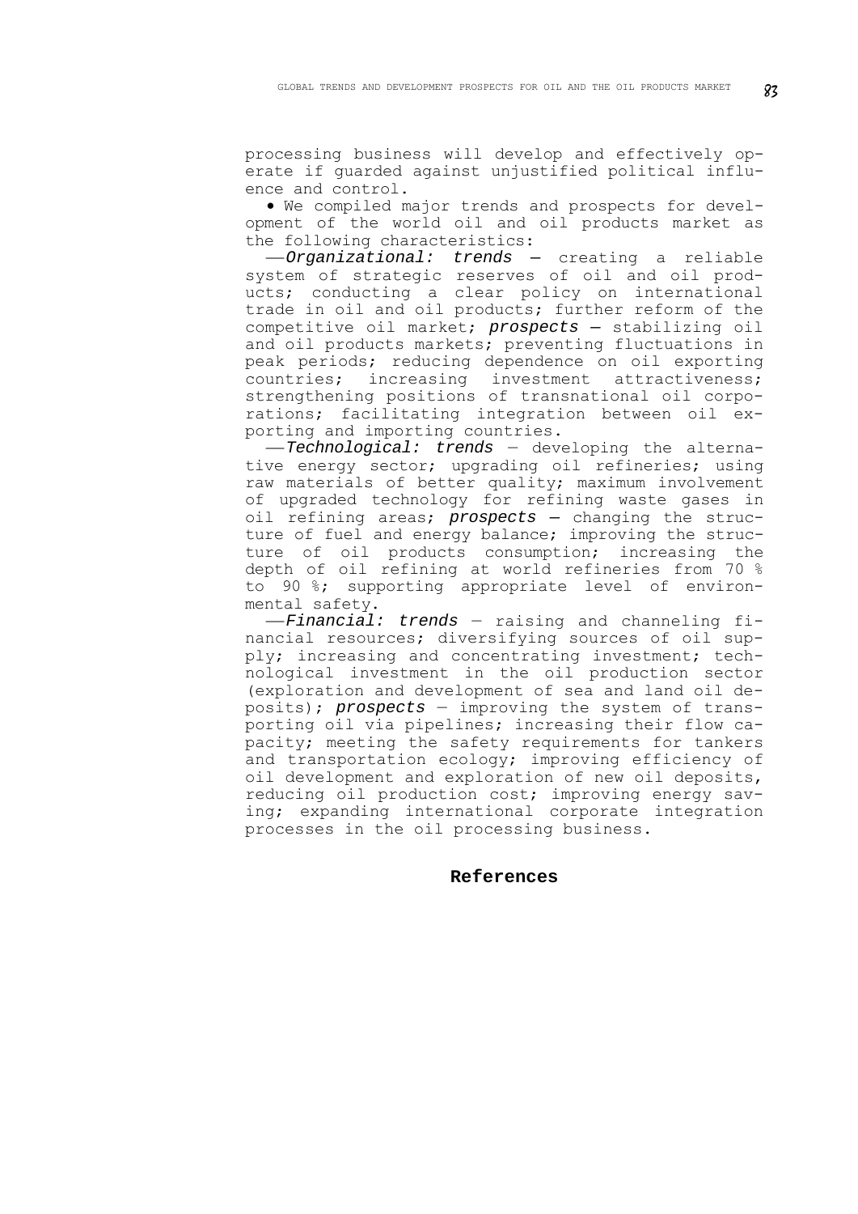processing business will develop and effectively operate if guarded against unjustified political influence and control.

- We compiled major trends and prospects for development of the world oil and oil products market as the following characteristics:

— *Organizational: trends* — creating a reliable system of strategic reserves of oil and oil products; conducting a clear policy on international trade in oil and oil products; further reform of the competitive oil market; *prospects* — stabilizing oil and oil products markets; preventing fluctuations in peak periods; reducing dependence on oil exporting countries; increasing investment attractiveness; strengthening positions of transnational oil corporations; facilitating integration between oil exporting and importing countries.

— *Technological: trends* — developing the alternative energy sector; upgrading oil refineries; using raw materials of better quality; maximum involvement of upgraded technology for refining waste gases in oil refining areas; *prospects* — changing the structure of fuel and energy balance; improving the structure of oil products consumption; increasing the depth of oil refining at world refineries from 70 % to 90 %; supporting appropriate level of environmental safety.

— *Financial: trends* — raising and channeling financial resources; diversifying sources of oil supply; increasing and concentrating investment; technological investment in the oil production sector (exploration and development of sea and land oil deposits); *prospects* — improving the system of transporting oil via pipelines; increasing their flow capacity; meeting the safety requirements for tankers and transportation ecology; improving efficiency of oil development and exploration of new oil deposits, reducing oil production cost; improving energy saving; expanding international corporate integration processes in the oil processing business.

## References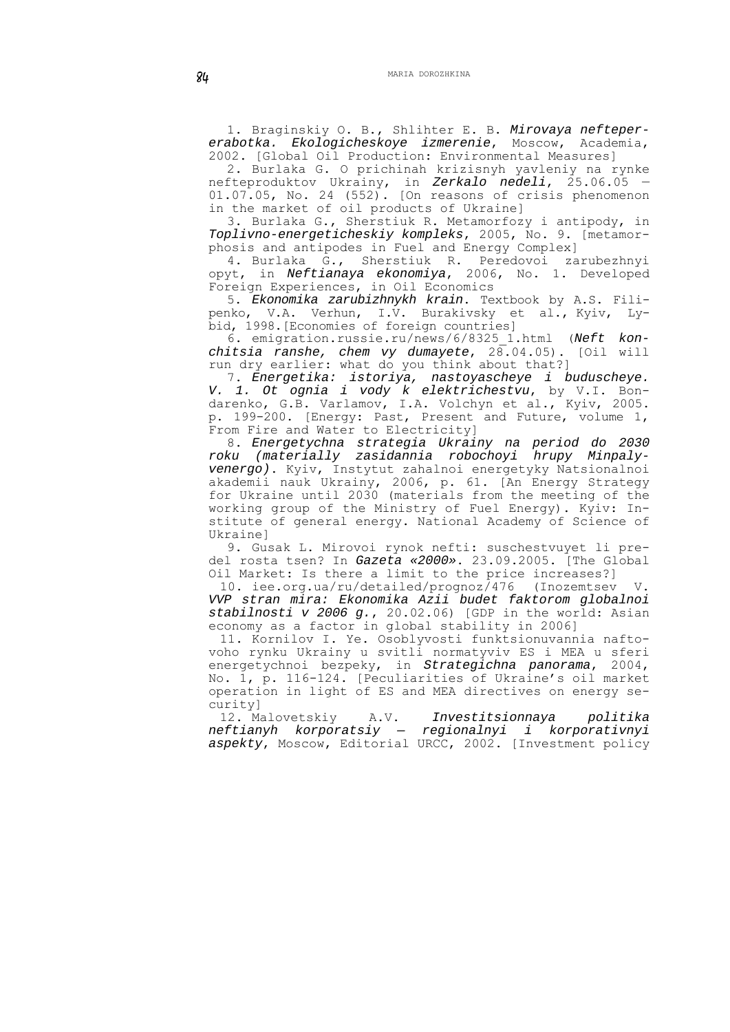1. Braginskiy O. B., Shlihter E. B. *Mirovaya neftepererabotka. Ekologicheskoye izmerenie*, Moscow, Academia, 2002. [Global Oil Production: Environmental Measures]

2. Burlaka G. O prichinah krizisnyh yavleniy na rynke nefteproduktov Ukrainy, in ***Zerkalo nedeli***, 25.06.05 – 01.07.05, No. 24 (552). [On reasons of crisis phenomenon in the market of oil products of Ukraine]

3. Burlaka G., Sherstiuk R. Metamorfozy i antipody, in *Toplivno-energeticheskiy kompleks*, 2005, No. 9. [metamorphosis and antipodes in Fuel and Energy Complex]

4. Burlaka G., Sherstiuk R. Peredovoi zarubezhnyi opyt, in *Neftianaya ekonomiya*, 2006, No. 1. Developed Foreign Experiences, in Oil Economics

5. *Ekonomika zarubizhnykh krain*. Textbook by A.S. Filipenko, V.A. Verhun, I.V. Burakivsky et al., Kyiv, Lybid, 1998.[Economies of foreign countries]

6. emigration.russie.ru/news/6/8325_1.html (*Neft konchitsia ranshe, chem vy dumayete*, 28.04.05). [Oil will run dry earlier: what do you think about that?]

7. *Energetika: istoriya, nastoyascheye i buduscheye. V. 1. Ot ognia i vody k elektrichestvu*, by V.I. Bondarenko, G.B. Varlamov, I.A. Volchyn et al., Kyiv, 2005. p. 199-200. [Energy: Past, Present and Future, volume 1, From Fire and Water to Electricity]

8. *Energetychna strategia Ukrainy na period do 2030 roku (materially zasidannia robochoyi hrupy Minpalyvenergo).* Kyiv, Instytut zahalnoi energetyky Natsionalnoi akademii nauk Ukrainy, 2006, p. 61. [An Energy Strategy for Ukraine until 2030 (materials from the meeting of the working group of the Ministry of Fuel Energy). Kyiv: Institute of general energy. National Academy of Science of Ukraine]

9. Gusak L. Mirovoi rynok nefti: suschestvuyet li predel rosta tsen? In ***Gazeta «2000»***. 23.09.2005. [The Global Oil Market: Is there a limit to the price increases?]

10. iee.org.ua/ru/detailed/prognoz/476 (Inozemtsev V. *VVP stran mira: Ekonomika Azii budet faktorom globalnoi stabilnosti v 2006 g.*, 20.02.06) [GDP in the world: Asian economy as a factor in global stability in 2006]

11. Kornilov I. Ye. Osoblyvosti funktsionuvannia naftovoho rynku Ukrainy u svitli normatyviv ES i MEA u sferi energetychnoi bezpeky, in ***Strategichna panorama***, 2004, No. 1, p. 116-124. [Peculiarities of Ukraine's oil market operation in light of ES and MEA directives on energy security]

12. Malovetskiy A.V. *Investitsionnaya politika neftianyh korporatsiy — regionalnyi i korporativnyi aspekty*, Moscow, Editorial URCC, 2002. [Investment policy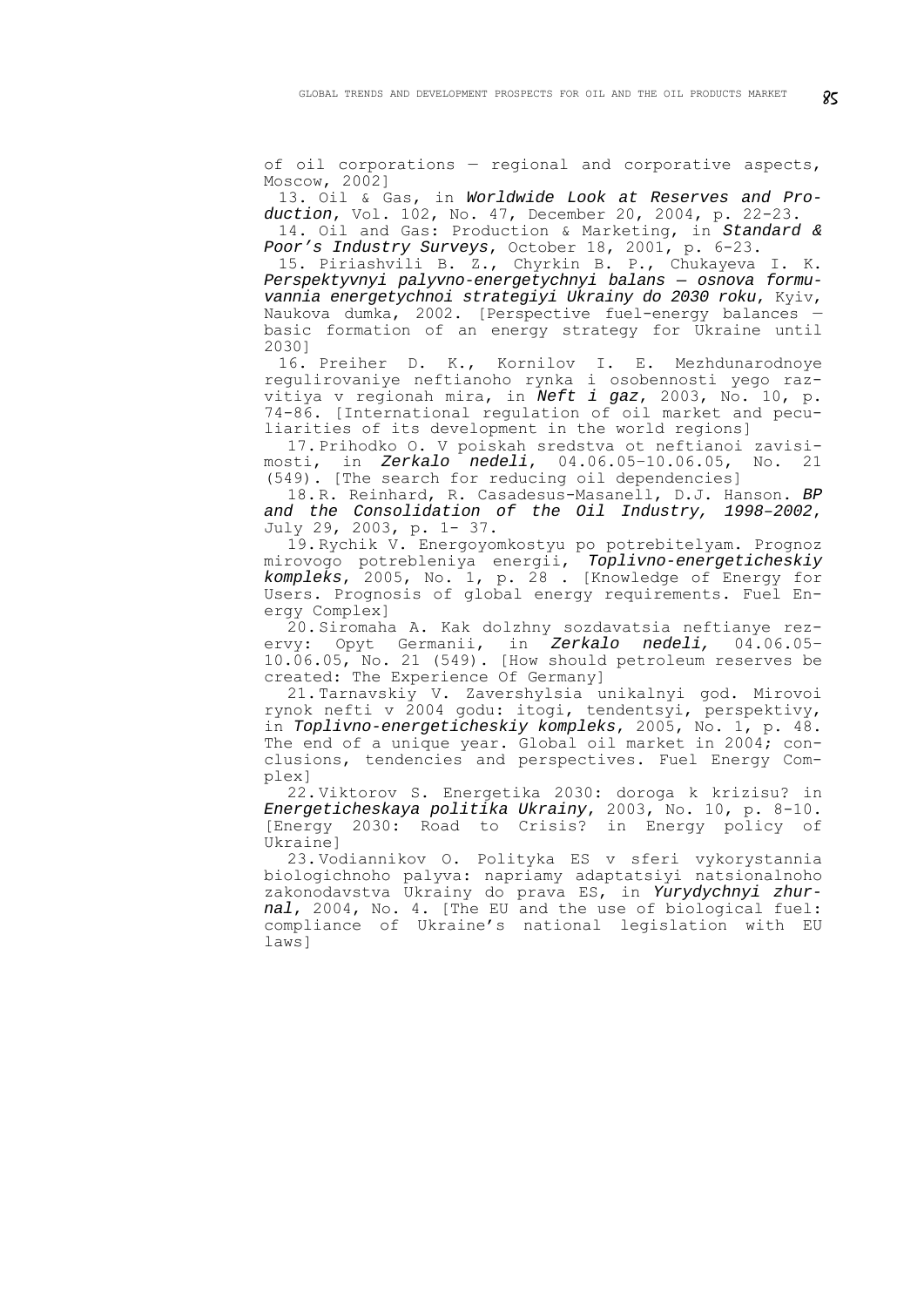of oil corporations — regional and corporative aspects, Moscow, 2002]

13. Oil & Gas, in *Worldwide Look at Reserves and Production*, Vol. 102, No. 47, December 20, 2004, p. 22-23.

14. Oil and Gas: Production & Marketing, in *Standard & Poor's Industry Surveys*, October 18, 2001, p. 6-23.

15. Piriashvili B. Z., Chyrkin B. P., Chukayeva I. K. *Perspektyvnyi palyvno-energetychnyi balans — osnova formuvannia energetychnoi strategiyi Ukrainy do 2030 roku*, Kyiv, Naukova dumka, 2002. [Perspective fuel-energy balances — basic formation of an energy strategy for Ukraine until 2030]

16. Preiher D. K., Kornilov I. E. Mezhdunarodnoye regulirovaniye neftianoho rynka i osobennosti yego razvitiya v regionah mira, in *Neft i gaz*, 2003, No. 10, p. 74-86. [International regulation of oil market and peculiarities of its development in the world regions]

17. Prihodko O. V poiskah sredstva ot neftianoi zavisimosti, in *Zerkalo nedeli*, 04.06.05–10.06.05, No. 21 (549). [The search for reducing oil dependencies]

18. R. Reinhard, R. Casadesus-Masanell, D.J. Hanson. *BP and the Consolidation of the Oil Industry, 1998–2002*, July 29, 2003, p. 1- 37.

19. Rychik V. Energoyomkostyu po potrebitelyam. Prognoz mirovogo potrebleniya energii, *Toplivno-energeticheskiy kompleks*, 2005, No. 1, p. 28 . [Knowledge of Energy for Users. Prognosis of global energy requirements. Fuel Energy Complex]

20. Siromaha A. Kak dolzhny sozdavatsia neftianye rezervy: Opyt Germanii, in *Zerkalo nedeli,* 04.06.05–10.06.05, No. 21 (549). [How should petroleum reserves be created: The Experience Of Germany]

21. Tarnavskiy V. Zavershylsia unikalnyi god. Mirovoi rynok nefti v 2004 godu: itogi, tendentsyi, perspektivy, in *Toplivno-energeticheskiy kompleks*, 2005, No. 1, p. 48. The end of a unique year. Global oil market in 2004; conclusions, tendencies and perspectives. Fuel Energy Complex]

22. Viktorov S. Energetika 2030: doroga k krizisu? in *Energeticheskaya politika Ukrainy*, 2003, No. 10, p. 8-10. [Energy 2030: Road to Crisis? in Energy policy of Ukraine]

23. Vodiannikov O. Polityka ES v sferi vykorystannia biologichnoho palyva: napriamy adaptatsiyi natsionalnoho zakonodavstva Ukrainy do prava ES, in *Yurydychnyi zhurnal*, 2004, No. 4. [The EU and the use of biological fuel: compliance of Ukraine's national legislation with EU laws]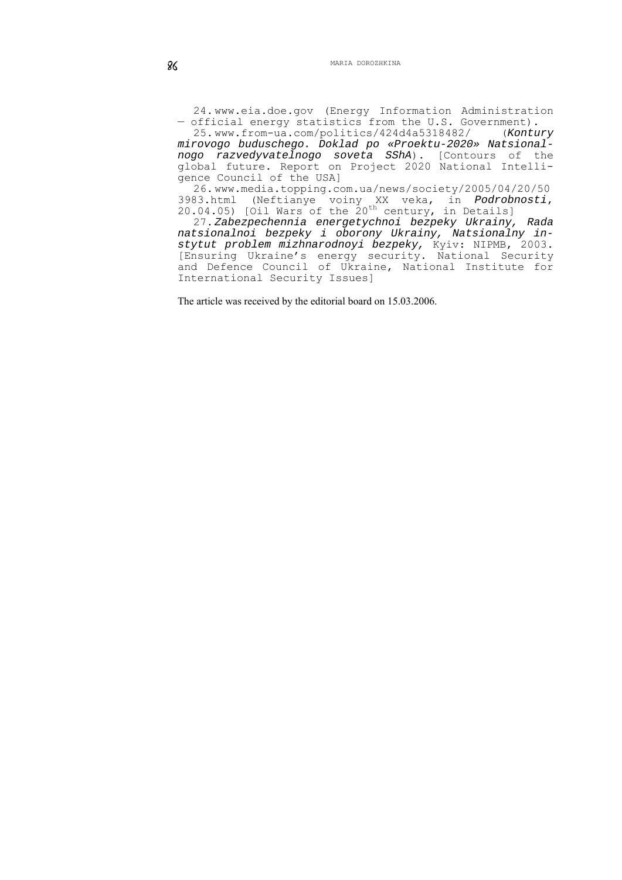24. www.eia.doe.gov (Energy Information Administration — official energy statistics from the U.S. Government).

25. www.from-ua.com/politics/424d4a5318482/ (*Kontury mirovogo buduschego. Doklad po «Proektu-2020» Natsionalnogo razvedyvatelnogo soveta SShA*). [Contours of the global future. Report on Project 2020 National Intelligence Council of the USA]

26. www.media.topping.com.ua/news/society/2005/04/20/503983.html (Neftianye voiny XX veka, in *Podrobnosti*, 20.04.05) [Oil Wars of the 20th century, in Details]

27. *Zabezpechennia energetychnoi bezpeky Ukrainy, Rada natsionalnoi bezpeky i oborony Ukrainy, Natsionalny instytut problem mizhnarodnoyi bezpeky*, Kyiv: NIPMB, 2003. [Ensuring Ukraine's energy security. National Security and Defence Council of Ukraine, National Institute for International Security Issues]

The article was received by the editorial board on 15.03.2006.